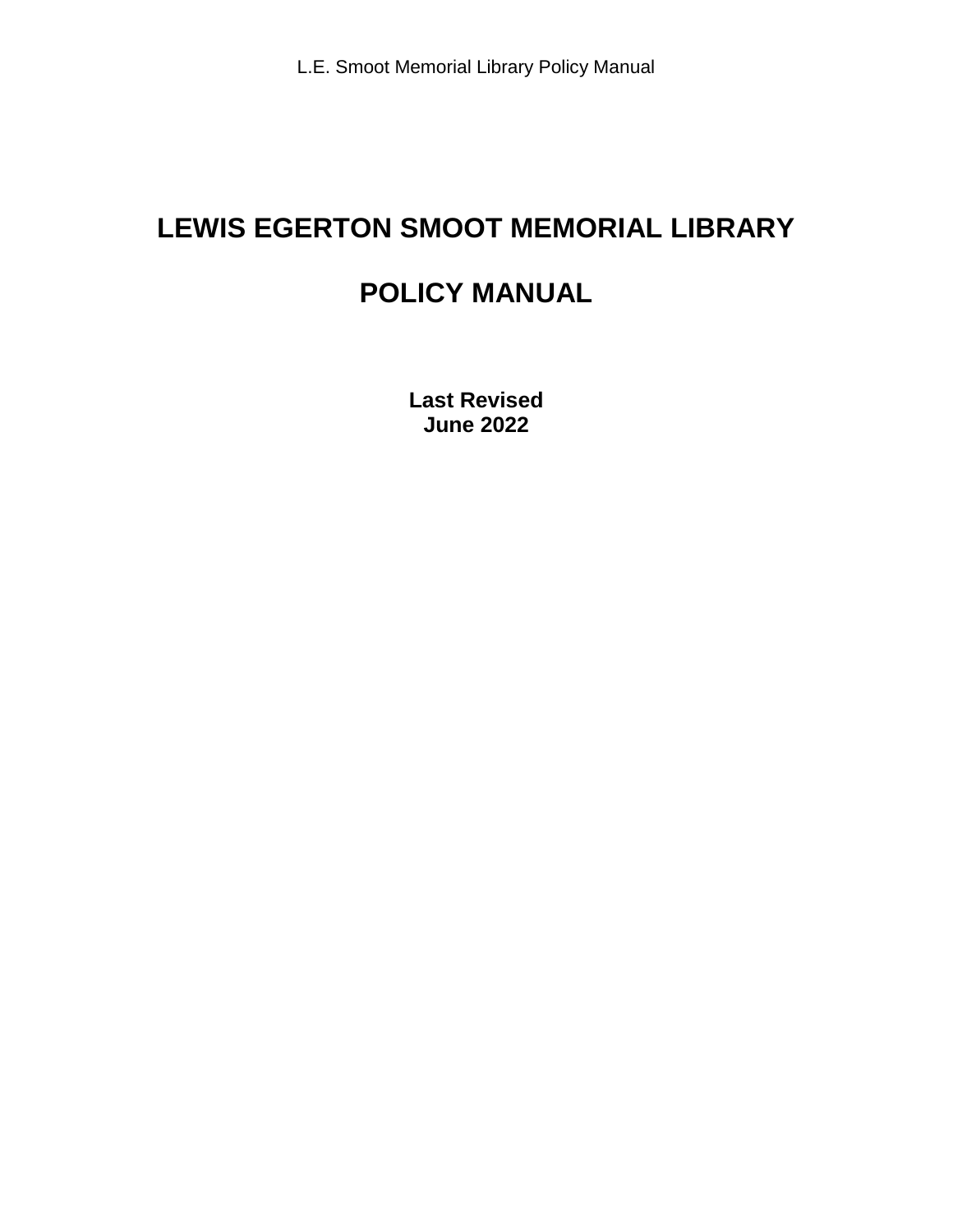# LEWIS EGERTON SMOOT MEMORIAL LIBRARY

# POLICY MANUAL

**Last Revised**
**June 2022**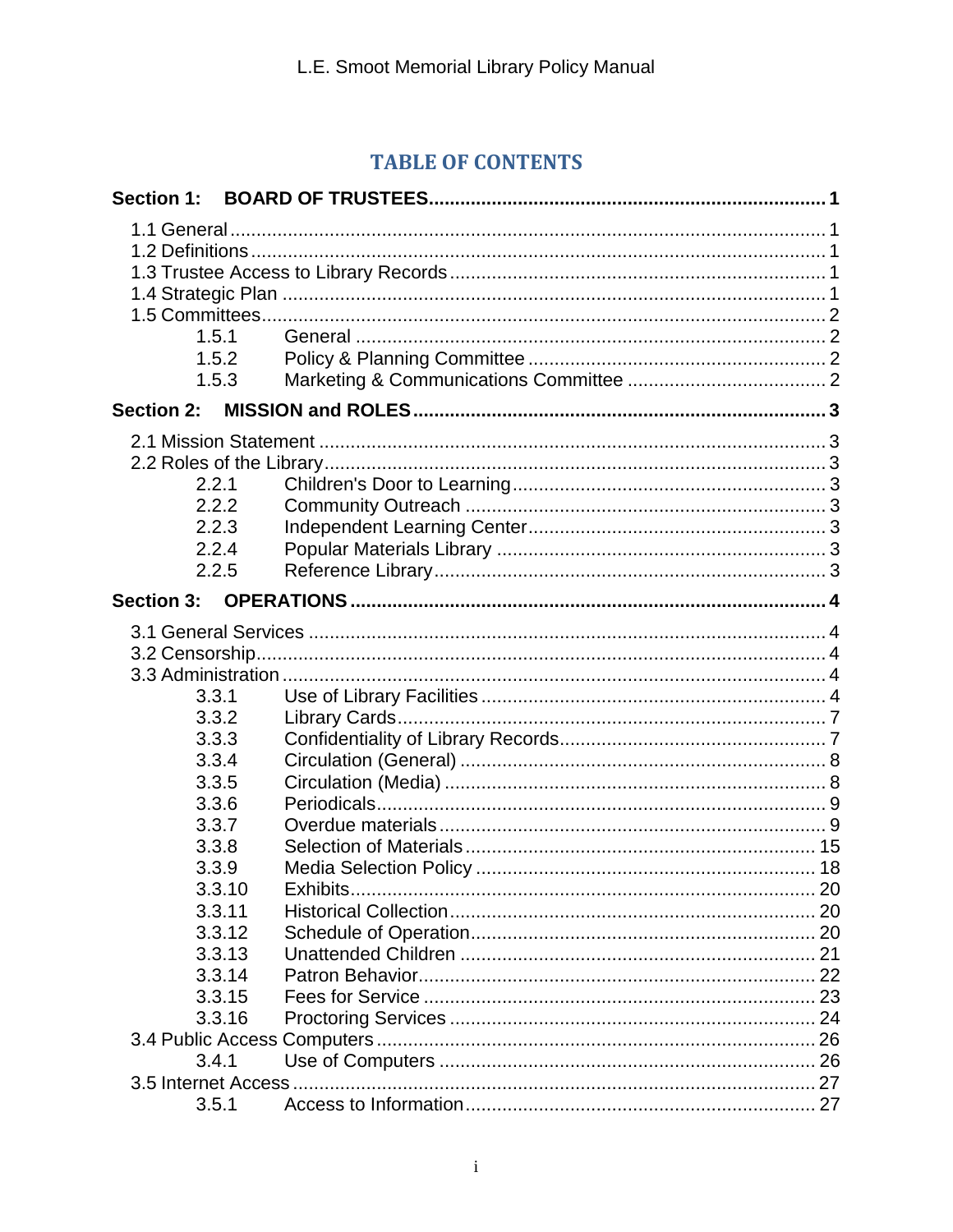# TABLE OF CONTENTS

**Section 1: BOARD OF TRUSTEES** .......... **1**

1.1 General .......... 1
1.2 Definitions .......... 1
1.3 Trustee Access to Library Records .......... 1
1.4 Strategic Plan .......... 1
1.5 Committees .......... 2
- 1.5.1 General .......... 2
- 1.5.2 Policy & Planning Committee .......... 2
- 1.5.3 Marketing & Communications Committee .......... 2

**Section 2: MISSION and ROLES** .......... **3**

2.1 Mission Statement .......... 3
2.2 Roles of the Library .......... 3
- 2.2.1 Children's Door to Learning .......... 3
- 2.2.2 Community Outreach .......... 3
- 2.2.3 Independent Learning Center .......... 3
- 2.2.4 Popular Materials Library .......... 3
- 2.2.5 Reference Library .......... 3

**Section 3: OPERATIONS** .......... **4**

3.1 General Services .......... 4
3.2 Censorship .......... 4
3.3 Administration .......... 4
- 3.3.1 Use of Library Facilities .......... 4
- 3.3.2 Library Cards .......... 7
- 3.3.3 Confidentiality of Library Records .......... 7
- 3.3.4 Circulation (General) .......... 8
- 3.3.5 Circulation (Media) .......... 8
- 3.3.6 Periodicals .......... 9
- 3.3.7 Overdue materials .......... 9
- 3.3.8 Selection of Materials .......... 15
- 3.3.9 Media Selection Policy .......... 18
- 3.3.10 Exhibits .......... 20
- 3.3.11 Historical Collection .......... 20
- 3.3.12 Schedule of Operation .......... 20
- 3.3.13 Unattended Children .......... 21
- 3.3.14 Patron Behavior .......... 22
- 3.3.15 Fees for Service .......... 23
- 3.3.16 Proctoring Services .......... 24

3.4 Public Access Computers .......... 26
- 3.4.1 Use of Computers .......... 26

3.5 Internet Access .......... 27
- 3.5.1 Access to Information .......... 27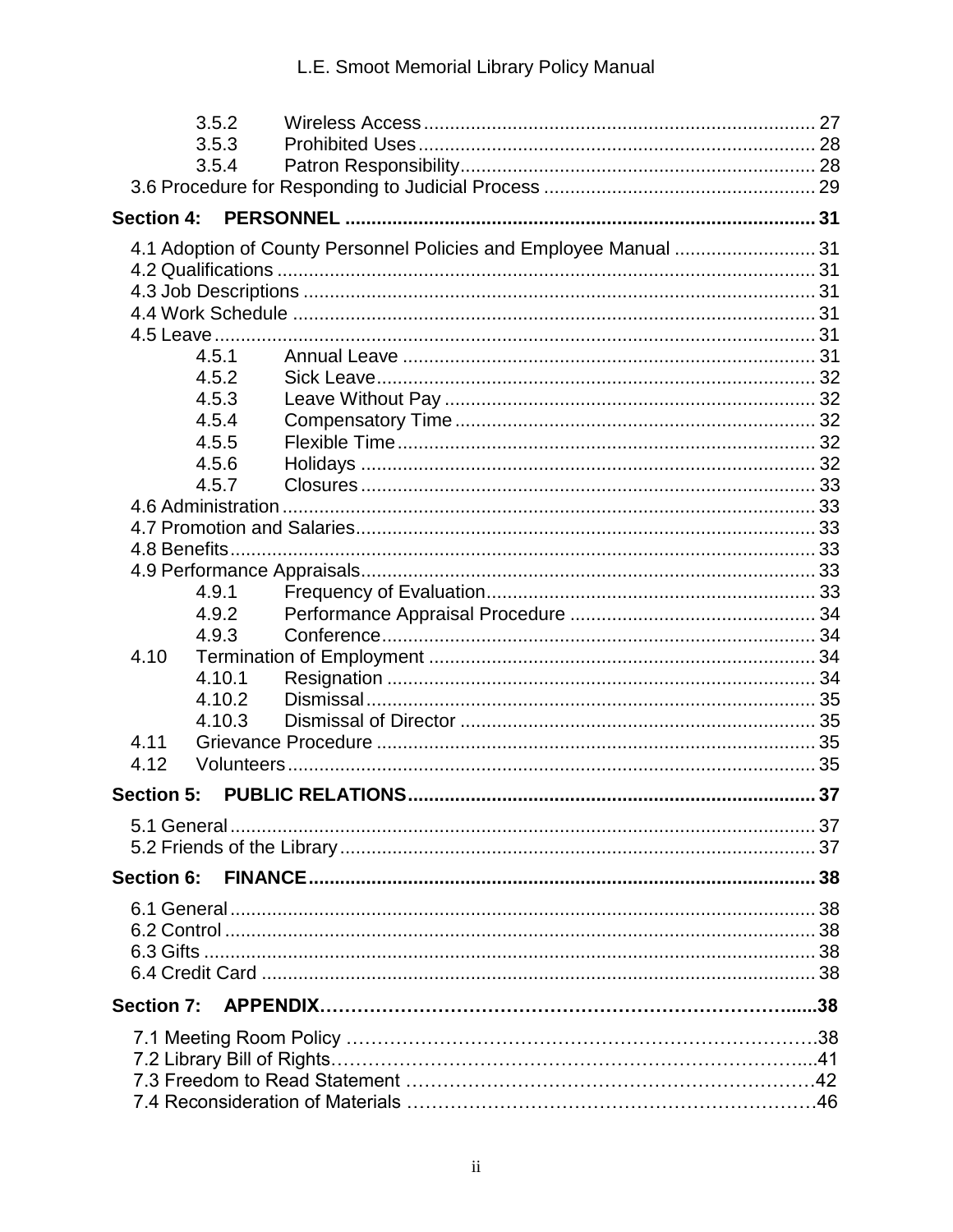3.5.2 Wireless Access ... 27
3.5.3 Prohibited Uses ... 28
3.5.4 Patron Responsibility ... 28
3.6 Procedure for Responding to Judicial Process ... 29

**Section 4: PERSONNEL ... 31**

4.1 Adoption of County Personnel Policies and Employee Manual ... 31
4.2 Qualifications ... 31
4.3 Job Descriptions ... 31
4.4 Work Schedule ... 31
4.5 Leave ... 31
4.5.1 Annual Leave ... 31
4.5.2 Sick Leave ... 32
4.5.3 Leave Without Pay ... 32
4.5.4 Compensatory Time ... 32
4.5.5 Flexible Time ... 32
4.5.6 Holidays ... 32
4.5.7 Closures ... 33
4.6 Administration ... 33
4.7 Promotion and Salaries ... 33
4.8 Benefits ... 33
4.9 Performance Appraisals ... 33
4.9.1 Frequency of Evaluation ... 33
4.9.2 Performance Appraisal Procedure ... 34
4.9.3 Conference ... 34
4.10 Termination of Employment ... 34
4.10.1 Resignation ... 34
4.10.2 Dismissal ... 35
4.10.3 Dismissal of Director ... 35
4.11 Grievance Procedure ... 35
4.12 Volunteers ... 35

**Section 5: PUBLIC RELATIONS ... 37**

5.1 General ... 37
5.2 Friends of the Library ... 37

**Section 6: FINANCE ... 38**

6.1 General ... 38
6.2 Control ... 38
6.3 Gifts ... 38
6.4 Credit Card ... 38

**Section 7: APPENDIX ... 38**

7.1 Meeting Room Policy ... 38
7.2 Library Bill of Rights ... 41
7.3 Freedom to Read Statement ... 42
7.4 Reconsideration of Materials ... 46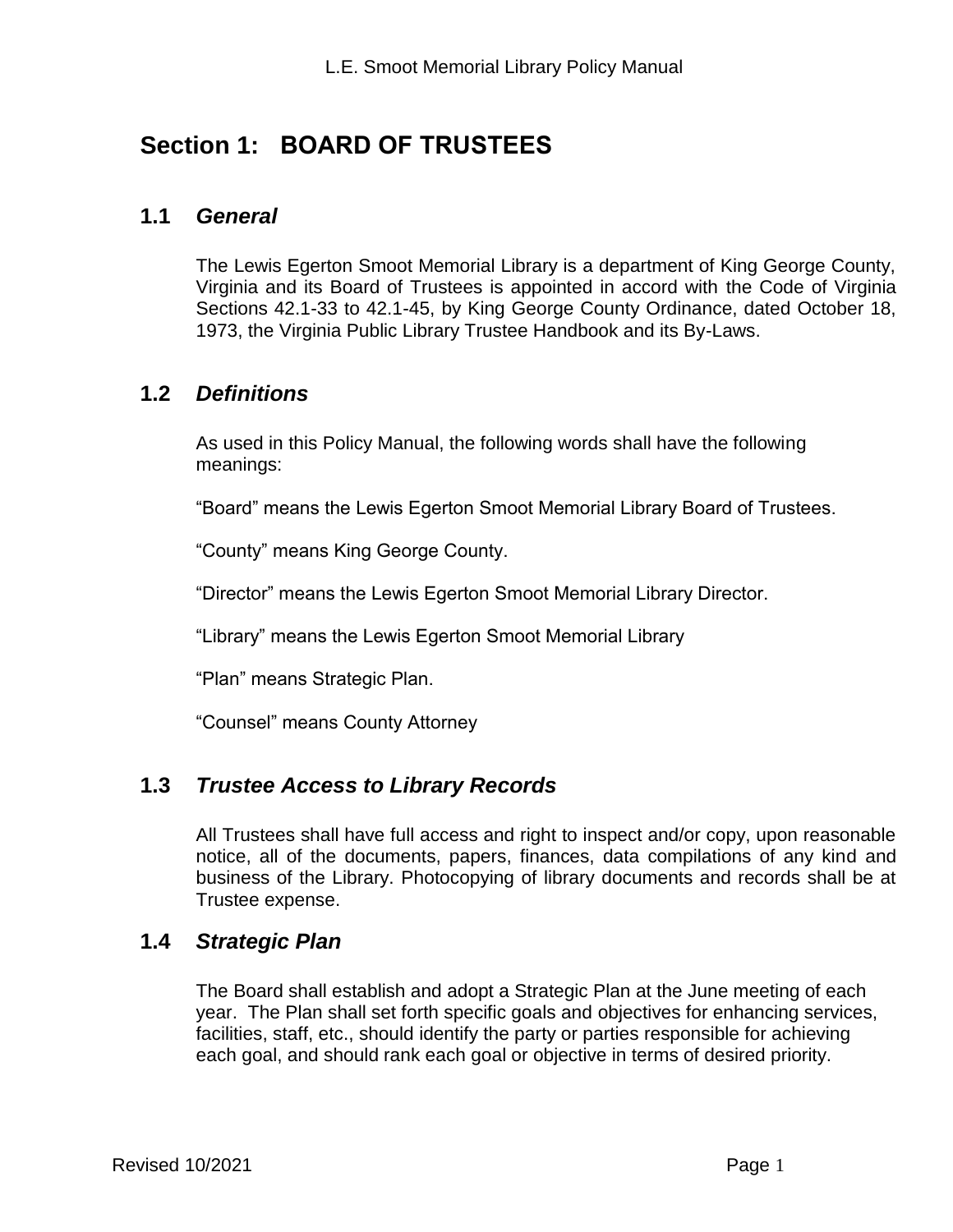# Section 1: BOARD OF TRUSTEES

## 1.1 *General*

The Lewis Egerton Smoot Memorial Library is a department of King George County, Virginia and its Board of Trustees is appointed in accord with the Code of Virginia Sections 42.1-33 to 42.1-45, by King George County Ordinance, dated October 18, 1973, the Virginia Public Library Trustee Handbook and its By-Laws.

## 1.2 *Definitions*

As used in this Policy Manual, the following words shall have the following meanings:

"Board" means the Lewis Egerton Smoot Memorial Library Board of Trustees.

"County" means King George County.

"Director" means the Lewis Egerton Smoot Memorial Library Director.

"Library" means the Lewis Egerton Smoot Memorial Library

"Plan" means Strategic Plan.

"Counsel" means County Attorney

## 1.3 *Trustee Access to Library Records*

All Trustees shall have full access and right to inspect and/or copy, upon reasonable notice, all of the documents, papers, finances, data compilations of any kind and business of the Library. Photocopying of library documents and records shall be at Trustee expense.

## 1.4 *Strategic Plan*

The Board shall establish and adopt a Strategic Plan at the June meeting of each year. The Plan shall set forth specific goals and objectives for enhancing services, facilities, staff, etc., should identify the party or parties responsible for achieving each goal, and should rank each goal or objective in terms of desired priority.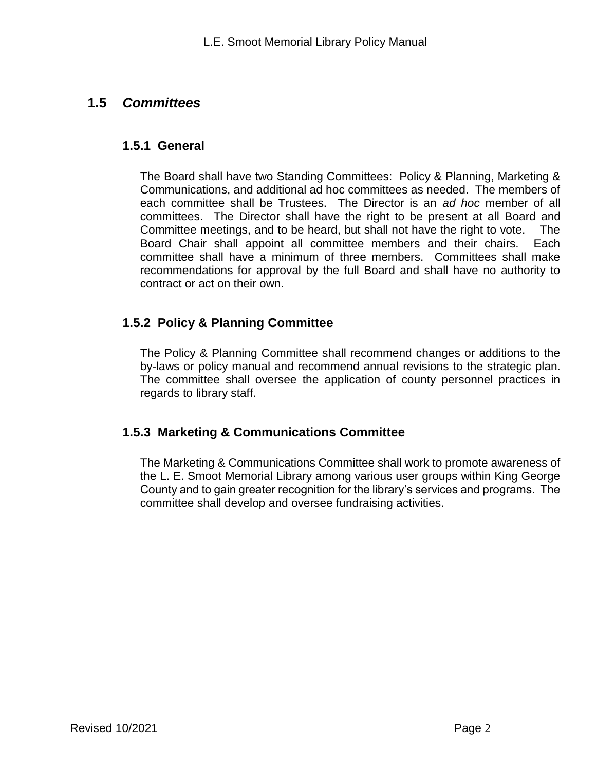## 1.5 *Committees*

### 1.5.1 General

The Board shall have two Standing Committees: Policy & Planning, Marketing & Communications, and additional ad hoc committees as needed. The members of each committee shall be Trustees. The Director is an *ad hoc* member of all committees. The Director shall have the right to be present at all Board and Committee meetings, and to be heard, but shall not have the right to vote. The Board Chair shall appoint all committee members and their chairs. Each committee shall have a minimum of three members. Committees shall make recommendations for approval by the full Board and shall have no authority to contract or act on their own.

### 1.5.2 Policy & Planning Committee

The Policy & Planning Committee shall recommend changes or additions to the by-laws or policy manual and recommend annual revisions to the strategic plan. The committee shall oversee the application of county personnel practices in regards to library staff.

### 1.5.3 Marketing & Communications Committee

The Marketing & Communications Committee shall work to promote awareness of the L. E. Smoot Memorial Library among various user groups within King George County and to gain greater recognition for the library's services and programs. The committee shall develop and oversee fundraising activities.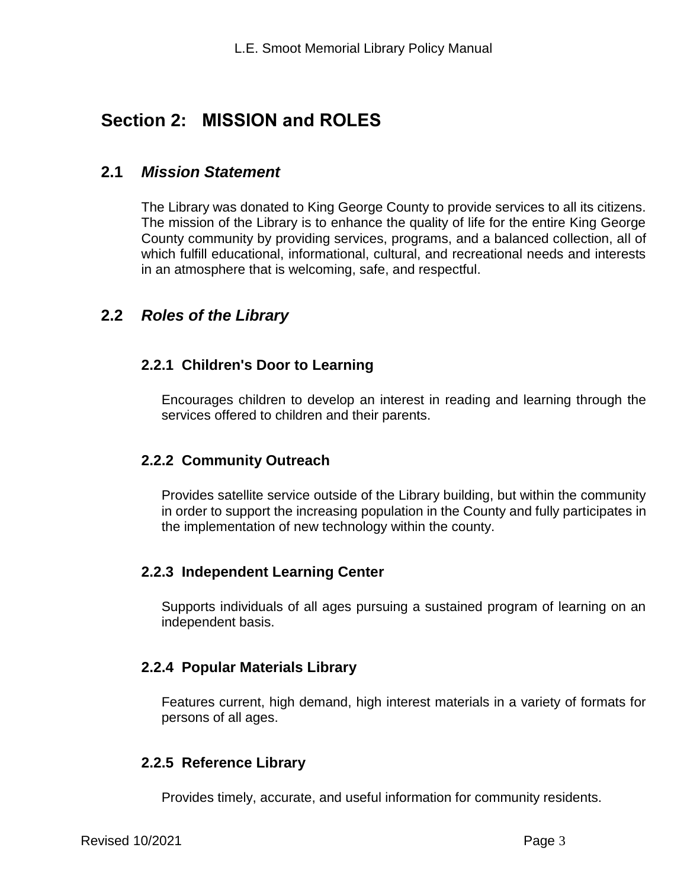# Section 2: MISSION and ROLES

## 2.1 *Mission Statement*

The Library was donated to King George County to provide services to all its citizens. The mission of the Library is to enhance the quality of life for the entire King George County community by providing services, programs, and a balanced collection, all of which fulfill educational, informational, cultural, and recreational needs and interests in an atmosphere that is welcoming, safe, and respectful.

## 2.2 *Roles of the Library*

### 2.2.1 Children's Door to Learning

Encourages children to develop an interest in reading and learning through the services offered to children and their parents.

### 2.2.2 Community Outreach

Provides satellite service outside of the Library building, but within the community in order to support the increasing population in the County and fully participates in the implementation of new technology within the county.

### 2.2.3 Independent Learning Center

Supports individuals of all ages pursuing a sustained program of learning on an independent basis.

### 2.2.4 Popular Materials Library

Features current, high demand, high interest materials in a variety of formats for persons of all ages.

### 2.2.5 Reference Library

Provides timely, accurate, and useful information for community residents.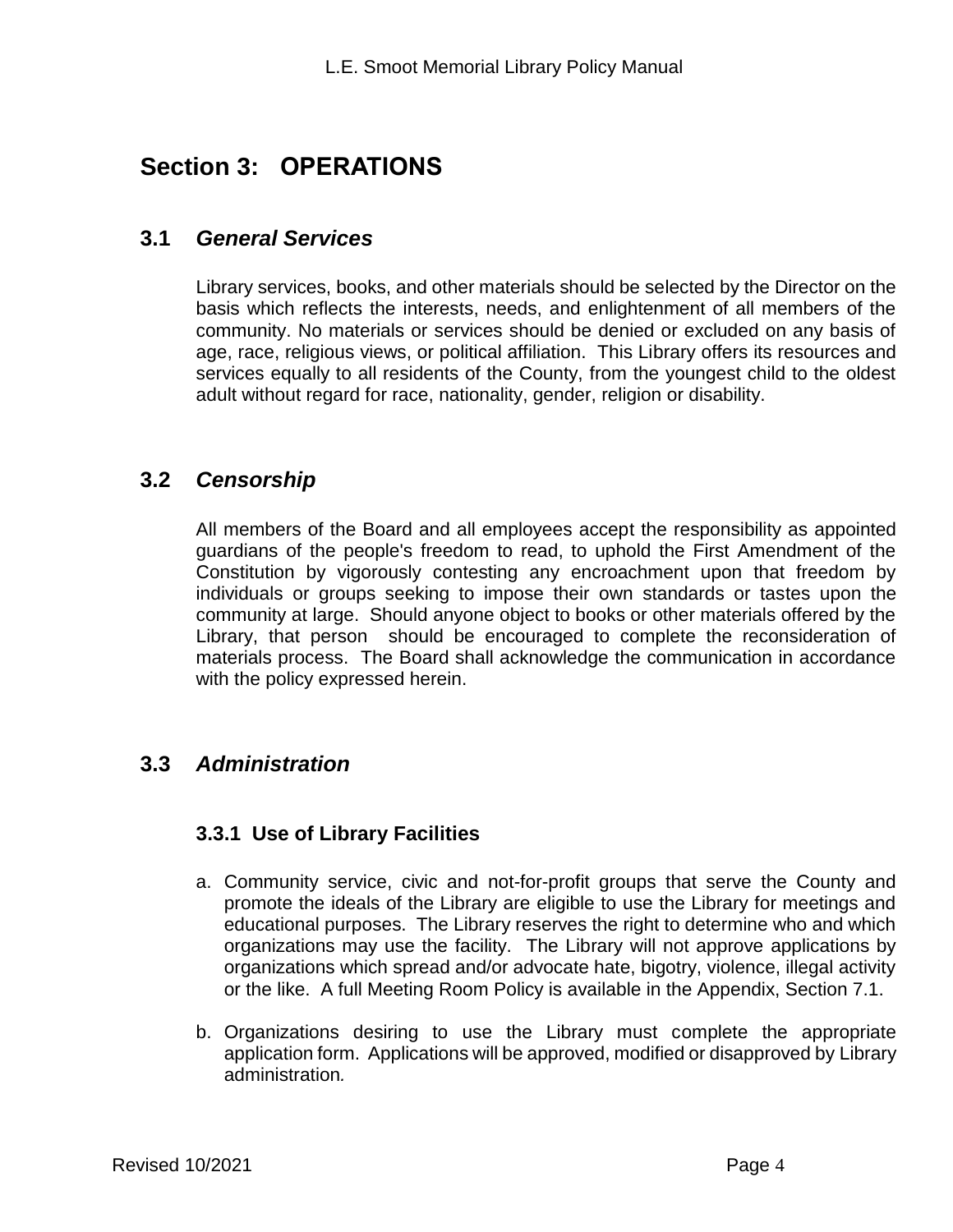# Section 3: OPERATIONS

## 3.1 *General Services*

Library services, books, and other materials should be selected by the Director on the basis which reflects the interests, needs, and enlightenment of all members of the community. No materials or services should be denied or excluded on any basis of age, race, religious views, or political affiliation. This Library offers its resources and services equally to all residents of the County, from the youngest child to the oldest adult without regard for race, nationality, gender, religion or disability.

## 3.2 *Censorship*

All members of the Board and all employees accept the responsibility as appointed guardians of the people's freedom to read, to uphold the First Amendment of the Constitution by vigorously contesting any encroachment upon that freedom by individuals or groups seeking to impose their own standards or tastes upon the community at large. Should anyone object to books or other materials offered by the Library, that person should be encouraged to complete the reconsideration of materials process. The Board shall acknowledge the communication in accordance with the policy expressed herein.

## 3.3 *Administration*

### 3.3.1 Use of Library Facilities

a. Community service, civic and not-for-profit groups that serve the County and promote the ideals of the Library are eligible to use the Library for meetings and educational purposes. The Library reserves the right to determine who and which organizations may use the facility. The Library will not approve applications by organizations which spread and/or advocate hate, bigotry, violence, illegal activity or the like. A full Meeting Room Policy is available in the Appendix, Section 7.1.

b. Organizations desiring to use the Library must complete the appropriate application form. Applications will be approved, modified or disapproved by Library administration.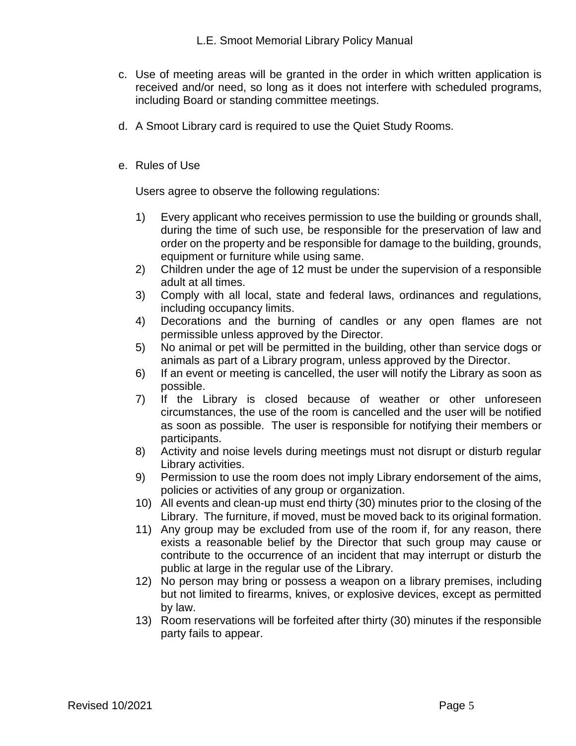c. Use of meeting areas will be granted in the order in which written application is received and/or need, so long as it does not interfere with scheduled programs, including Board or standing committee meetings.

d. A Smoot Library card is required to use the Quiet Study Rooms.

e. Rules of Use

   Users agree to observe the following regulations:

   1) Every applicant who receives permission to use the building or grounds shall, during the time of such use, be responsible for the preservation of law and order on the property and be responsible for damage to the building, grounds, equipment or furniture while using same.
   2) Children under the age of 12 must be under the supervision of a responsible adult at all times.
   3) Comply with all local, state and federal laws, ordinances and regulations, including occupancy limits.
   4) Decorations and the burning of candles or any open flames are not permissible unless approved by the Director.
   5) No animal or pet will be permitted in the building, other than service dogs or animals as part of a Library program, unless approved by the Director.
   6) If an event or meeting is cancelled, the user will notify the Library as soon as possible.
   7) If the Library is closed because of weather or other unforeseen circumstances, the use of the room is cancelled and the user will be notified as soon as possible. The user is responsible for notifying their members or participants.
   8) Activity and noise levels during meetings must not disrupt or disturb regular Library activities.
   9) Permission to use the room does not imply Library endorsement of the aims, policies or activities of any group or organization.
   10) All events and clean-up must end thirty (30) minutes prior to the closing of the Library. The furniture, if moved, must be moved back to its original formation.
   11) Any group may be excluded from use of the room if, for any reason, there exists a reasonable belief by the Director that such group may cause or contribute to the occurrence of an incident that may interrupt or disturb the public at large in the regular use of the Library.
   12) No person may bring or possess a weapon on a library premises, including but not limited to firearms, knives, or explosive devices, except as permitted by law.
   13) Room reservations will be forfeited after thirty (30) minutes if the responsible party fails to appear.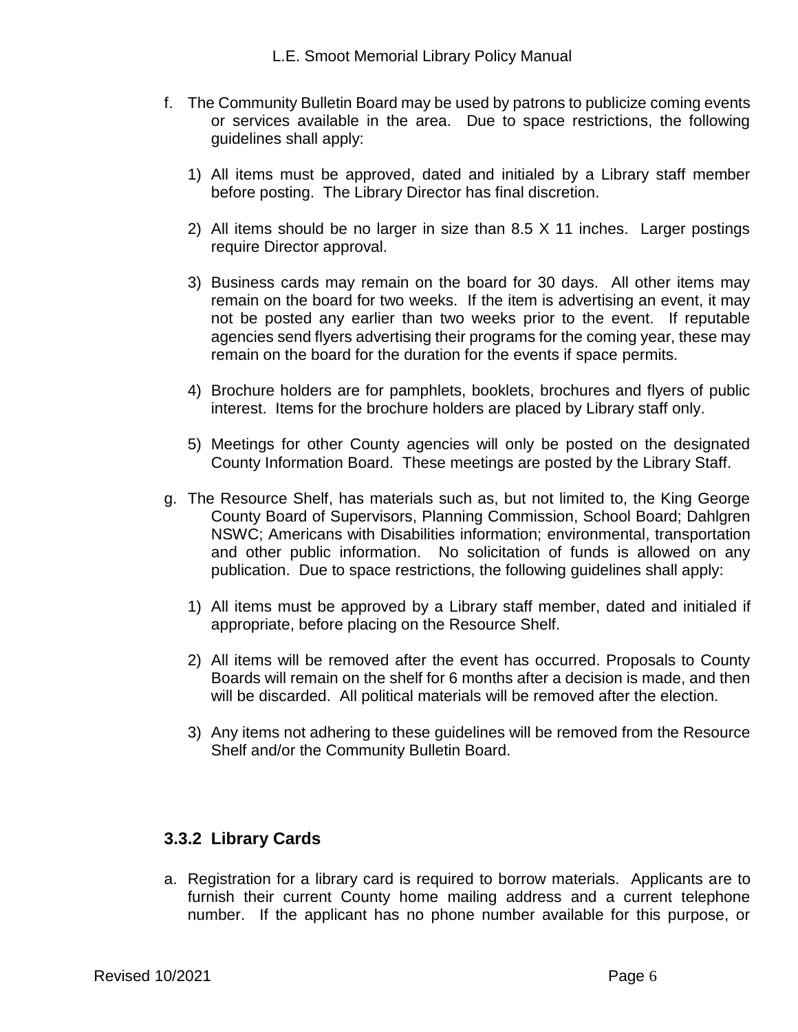f. The Community Bulletin Board may be used by patrons to publicize coming events or services available in the area. Due to space restrictions, the following guidelines shall apply:

   1) All items must be approved, dated and initialed by a Library staff member before posting. The Library Director has final discretion.

   2) All items should be no larger in size than 8.5 X 11 inches. Larger postings require Director approval.

   3) Business cards may remain on the board for 30 days. All other items may remain on the board for two weeks. If the item is advertising an event, it may not be posted any earlier than two weeks prior to the event. If reputable agencies send flyers advertising their programs for the coming year, these may remain on the board for the duration for the events if space permits.

   4) Brochure holders are for pamphlets, booklets, brochures and flyers of public interest. Items for the brochure holders are placed by Library staff only.

   5) Meetings for other County agencies will only be posted on the designated County Information Board. These meetings are posted by the Library Staff.

g. The Resource Shelf, has materials such as, but not limited to, the King George County Board of Supervisors, Planning Commission, School Board; Dahlgren NSWC; Americans with Disabilities information; environmental, transportation and other public information. No solicitation of funds is allowed on any publication. Due to space restrictions, the following guidelines shall apply:

   1) All items must be approved by a Library staff member, dated and initialed if appropriate, before placing on the Resource Shelf.

   2) All items will be removed after the event has occurred. Proposals to County Boards will remain on the shelf for 6 months after a decision is made, and then will be discarded. All political materials will be removed after the election.

   3) Any items not adhering to these guidelines will be removed from the Resource Shelf and/or the Community Bulletin Board.

### 3.3.2 Library Cards

a. Registration for a library card is required to borrow materials. Applicants are to furnish their current County home mailing address and a current telephone number. If the applicant has no phone number available for this purpose, or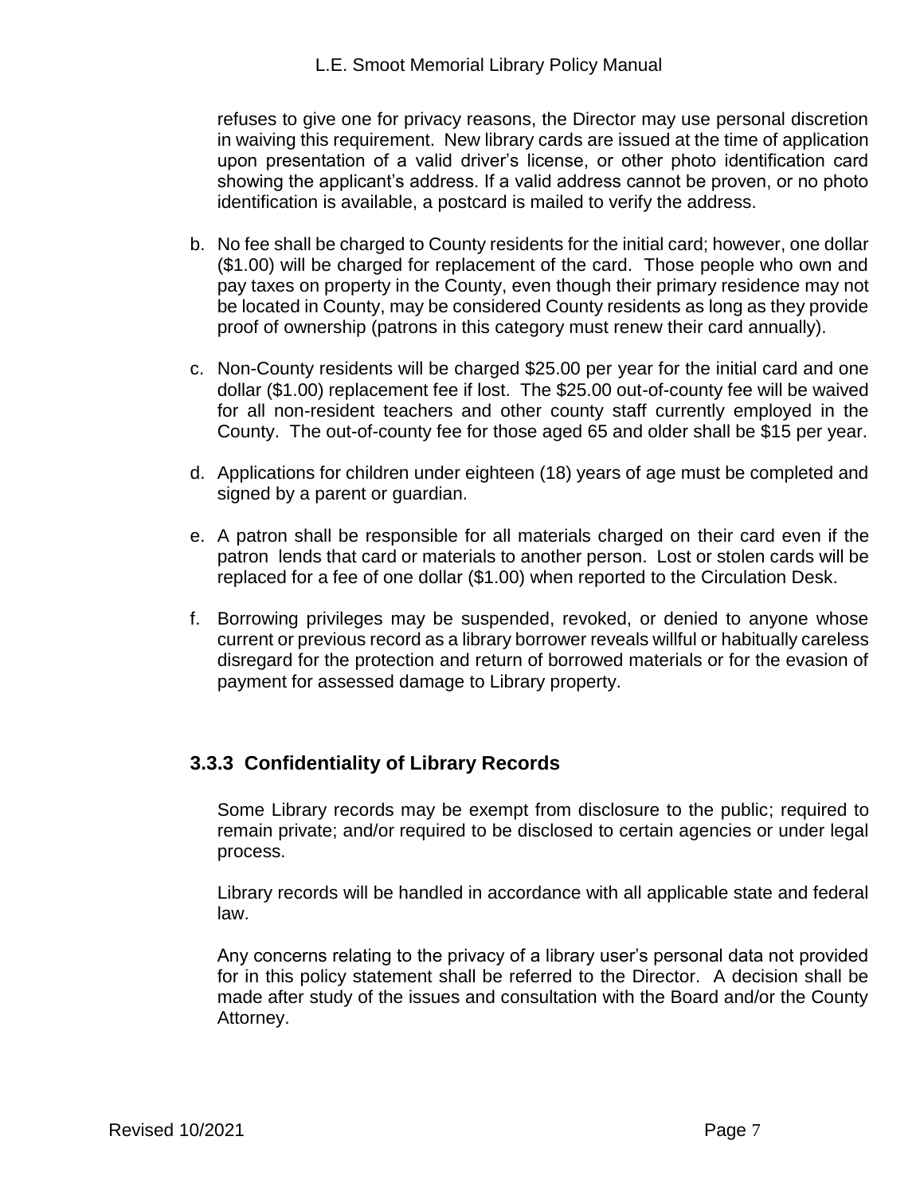refuses to give one for privacy reasons, the Director may use personal discretion in waiving this requirement. New library cards are issued at the time of application upon presentation of a valid driver's license, or other photo identification card showing the applicant's address. If a valid address cannot be proven, or no photo identification is available, a postcard is mailed to verify the address.

b. No fee shall be charged to County residents for the initial card; however, one dollar ($1.00) will be charged for replacement of the card. Those people who own and pay taxes on property in the County, even though their primary residence may not be located in County, may be considered County residents as long as they provide proof of ownership (patrons in this category must renew their card annually).

c. Non-County residents will be charged $25.00 per year for the initial card and one dollar ($1.00) replacement fee if lost. The $25.00 out-of-county fee will be waived for all non-resident teachers and other county staff currently employed in the County. The out-of-county fee for those aged 65 and older shall be $15 per year.

d. Applications for children under eighteen (18) years of age must be completed and signed by a parent or guardian.

e. A patron shall be responsible for all materials charged on their card even if the patron lends that card or materials to another person. Lost or stolen cards will be replaced for a fee of one dollar ($1.00) when reported to the Circulation Desk.

f. Borrowing privileges may be suspended, revoked, or denied to anyone whose current or previous record as a library borrower reveals willful or habitually careless disregard for the protection and return of borrowed materials or for the evasion of payment for assessed damage to Library property.

### 3.3.3 Confidentiality of Library Records

Some Library records may be exempt from disclosure to the public; required to remain private; and/or required to be disclosed to certain agencies or under legal process.

Library records will be handled in accordance with all applicable state and federal law.

Any concerns relating to the privacy of a library user's personal data not provided for in this policy statement shall be referred to the Director. A decision shall be made after study of the issues and consultation with the Board and/or the County Attorney.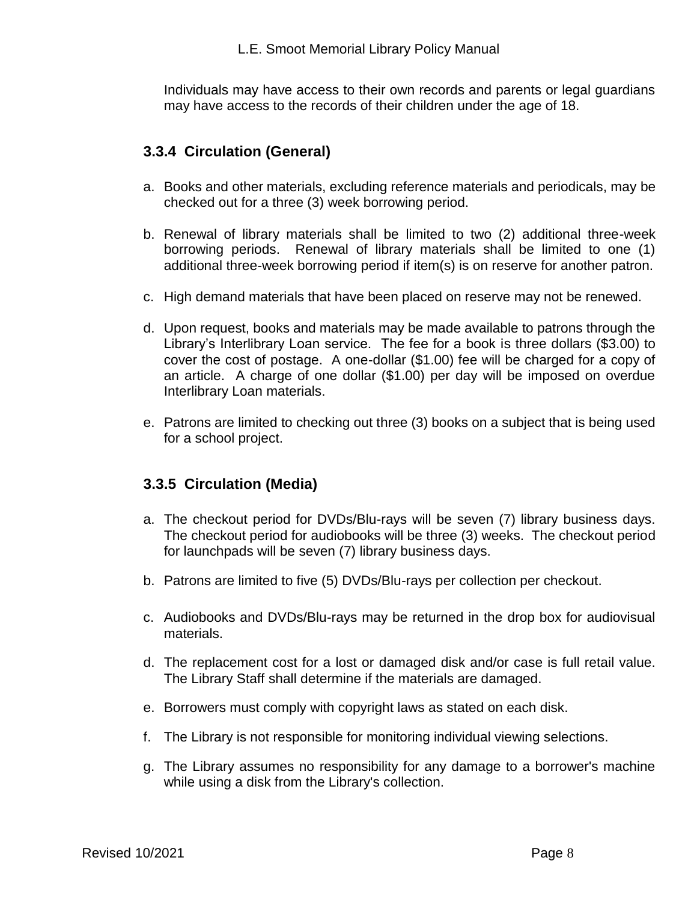Individuals may have access to their own records and parents or legal guardians may have access to the records of their children under the age of 18.

### 3.3.4 Circulation (General)

a. Books and other materials, excluding reference materials and periodicals, may be checked out for a three (3) week borrowing period.

b. Renewal of library materials shall be limited to two (2) additional three-week borrowing periods. Renewal of library materials shall be limited to one (1) additional three-week borrowing period if item(s) is on reserve for another patron.

c. High demand materials that have been placed on reserve may not be renewed.

d. Upon request, books and materials may be made available to patrons through the Library's Interlibrary Loan service. The fee for a book is three dollars ($3.00) to cover the cost of postage. A one-dollar ($1.00) fee will be charged for a copy of an article. A charge of one dollar ($1.00) per day will be imposed on overdue Interlibrary Loan materials.

e. Patrons are limited to checking out three (3) books on a subject that is being used for a school project.

### 3.3.5 Circulation (Media)

a. The checkout period for DVDs/Blu-rays will be seven (7) library business days. The checkout period for audiobooks will be three (3) weeks. The checkout period for launchpads will be seven (7) library business days.

b. Patrons are limited to five (5) DVDs/Blu-rays per collection per checkout.

c. Audiobooks and DVDs/Blu-rays may be returned in the drop box for audiovisual materials.

d. The replacement cost for a lost or damaged disk and/or case is full retail value. The Library Staff shall determine if the materials are damaged.

e. Borrowers must comply with copyright laws as stated on each disk.

f. The Library is not responsible for monitoring individual viewing selections.

g. The Library assumes no responsibility for any damage to a borrower's machine while using a disk from the Library's collection.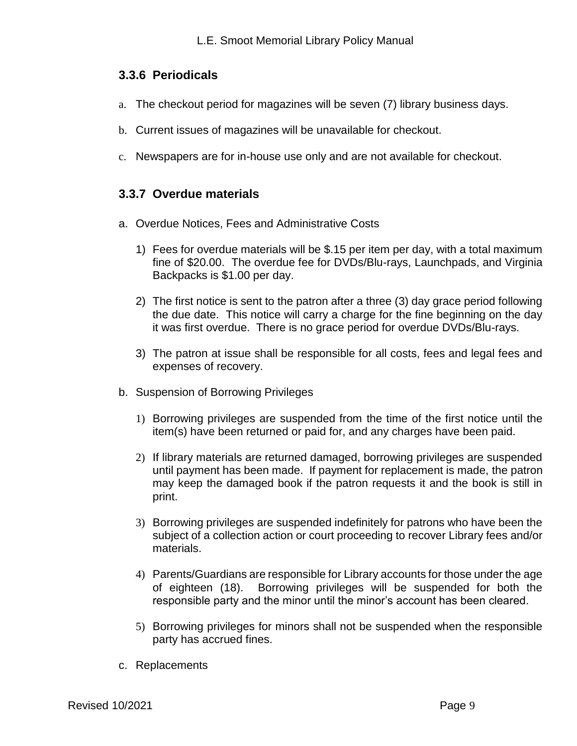### 3.3.6 Periodicals

a. The checkout period for magazines will be seven (7) library business days.

b. Current issues of magazines will be unavailable for checkout.

c. Newspapers are for in-house use only and are not available for checkout.

### 3.3.7 Overdue materials

a. Overdue Notices, Fees and Administrative Costs

   1) Fees for overdue materials will be $.15 per item per day, with a total maximum fine of $20.00. The overdue fee for DVDs/Blu-rays, Launchpads, and Virginia Backpacks is $1.00 per day.

   2) The first notice is sent to the patron after a three (3) day grace period following the due date. This notice will carry a charge for the fine beginning on the day it was first overdue. There is no grace period for overdue DVDs/Blu-rays.

   3) The patron at issue shall be responsible for all costs, fees and legal fees and expenses of recovery.

b. Suspension of Borrowing Privileges

   1) Borrowing privileges are suspended from the time of the first notice until the item(s) have been returned or paid for, and any charges have been paid.

   2) If library materials are returned damaged, borrowing privileges are suspended until payment has been made. If payment for replacement is made, the patron may keep the damaged book if the patron requests it and the book is still in print.

   3) Borrowing privileges are suspended indefinitely for patrons who have been the subject of a collection action or court proceeding to recover Library fees and/or materials.

   4) Parents/Guardians are responsible for Library accounts for those under the age of eighteen (18). Borrowing privileges will be suspended for both the responsible party and the minor until the minor's account has been cleared.

   5) Borrowing privileges for minors shall not be suspended when the responsible party has accrued fines.

c. Replacements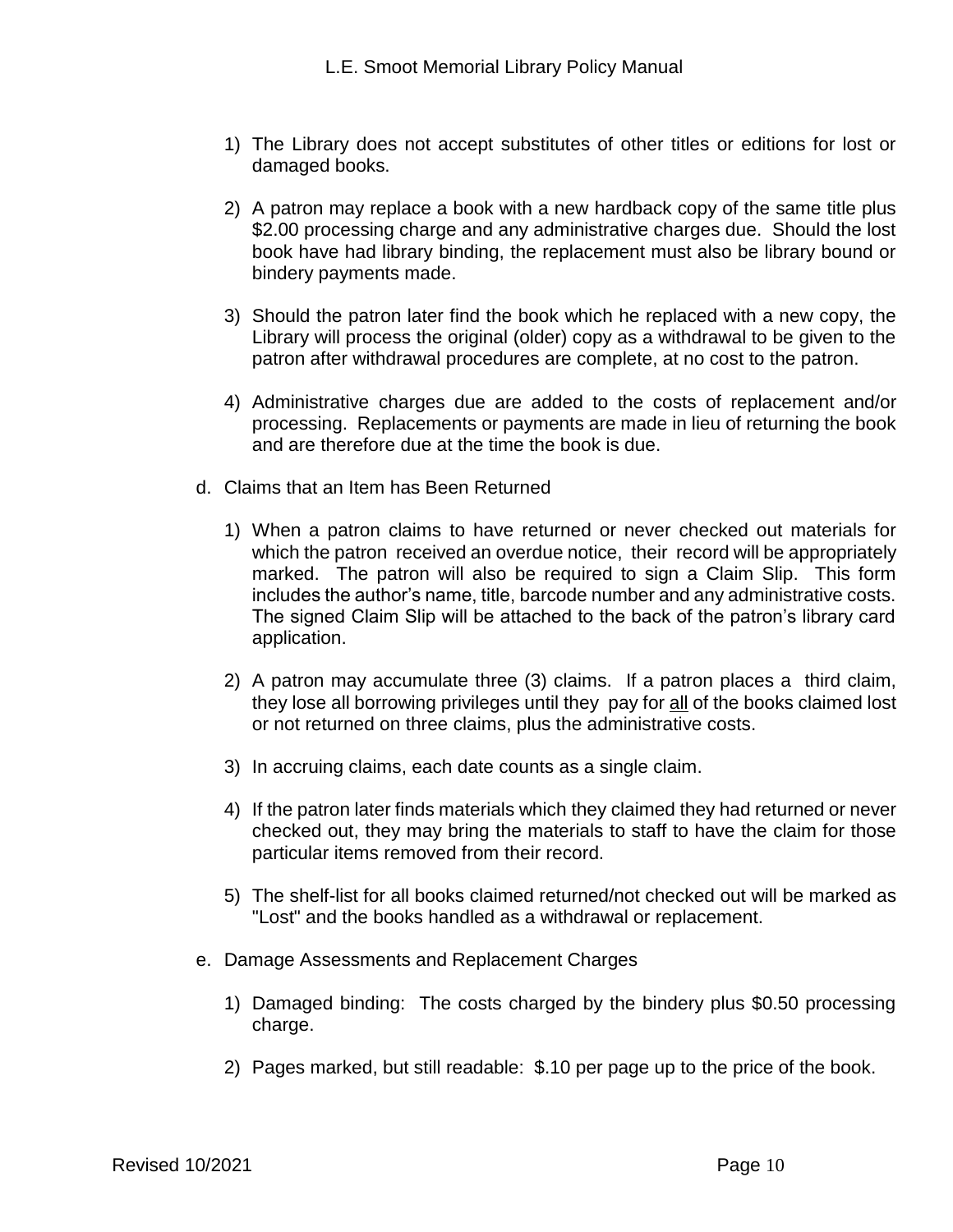1) The Library does not accept substitutes of other titles or editions for lost or damaged books.

2) A patron may replace a book with a new hardback copy of the same title plus $2.00 processing charge and any administrative charges due. Should the lost book have had library binding, the replacement must also be library bound or bindery payments made.

3) Should the patron later find the book which he replaced with a new copy, the Library will process the original (older) copy as a withdrawal to be given to the patron after withdrawal procedures are complete, at no cost to the patron.

4) Administrative charges due are added to the costs of replacement and/or processing. Replacements or payments are made in lieu of returning the book and are therefore due at the time the book is due.

d. Claims that an Item has Been Returned

1) When a patron claims to have returned or never checked out materials for which the patron received an overdue notice, their record will be appropriately marked. The patron will also be required to sign a Claim Slip. This form includes the author's name, title, barcode number and any administrative costs. The signed Claim Slip will be attached to the back of the patron's library card application.

2) A patron may accumulate three (3) claims. If a patron places a third claim, they lose all borrowing privileges until they pay for <u>all</u> of the books claimed lost or not returned on three claims, plus the administrative costs.

3) In accruing claims, each date counts as a single claim.

4) If the patron later finds materials which they claimed they had returned or never checked out, they may bring the materials to staff to have the claim for those particular items removed from their record.

5) The shelf-list for all books claimed returned/not checked out will be marked as "Lost" and the books handled as a withdrawal or replacement.

e. Damage Assessments and Replacement Charges

1) Damaged binding: The costs charged by the bindery plus $0.50 processing charge.

2) Pages marked, but still readable: $.10 per page up to the price of the book.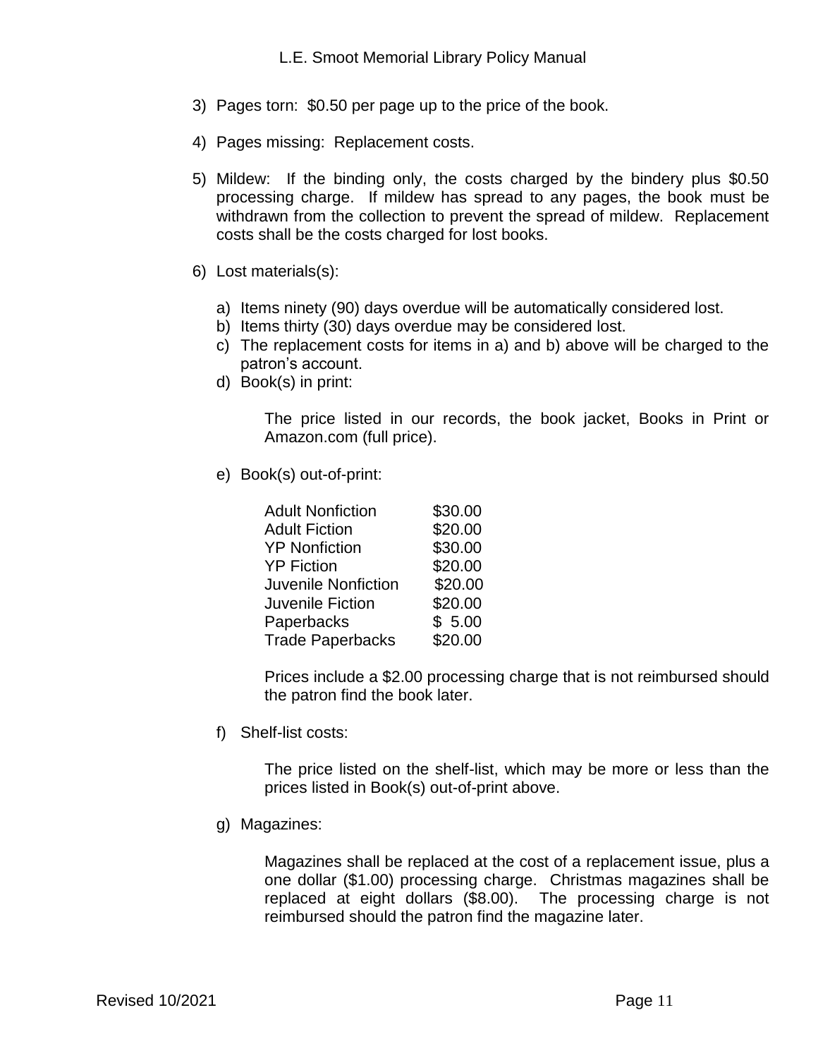3) Pages torn: $0.50 per page up to the price of the book.

4) Pages missing: Replacement costs.

5) Mildew: If the binding only, the costs charged by the bindery plus $0.50 processing charge. If mildew has spread to any pages, the book must be withdrawn from the collection to prevent the spread of mildew. Replacement costs shall be the costs charged for lost books.

6) Lost materials(s):

   a) Items ninety (90) days overdue will be automatically considered lost.
   b) Items thirty (30) days overdue may be considered lost.
   c) The replacement costs for items in a) and b) above will be charged to the patron's account.
   d) Book(s) in print:

      The price listed in our records, the book jacket, Books in Print or Amazon.com (full price).

   e) Book(s) out-of-print:

| | |
|---|---|
| Adult Nonfiction | $30.00 |
| Adult Fiction | $20.00 |
| YP Nonfiction | $30.00 |
| YP Fiction | $20.00 |
| Juvenile Nonfiction | $20.00 |
| Juvenile Fiction | $20.00 |
| Paperbacks | $ 5.00 |
| Trade Paperbacks | $20.00 |

      Prices include a $2.00 processing charge that is not reimbursed should the patron find the book later.

   f) Shelf-list costs:

      The price listed on the shelf-list, which may be more or less than the prices listed in Book(s) out-of-print above.

   g) Magazines:

      Magazines shall be replaced at the cost of a replacement issue, plus a one dollar ($1.00) processing charge. Christmas magazines shall be replaced at eight dollars ($8.00). The processing charge is not reimbursed should the patron find the magazine later.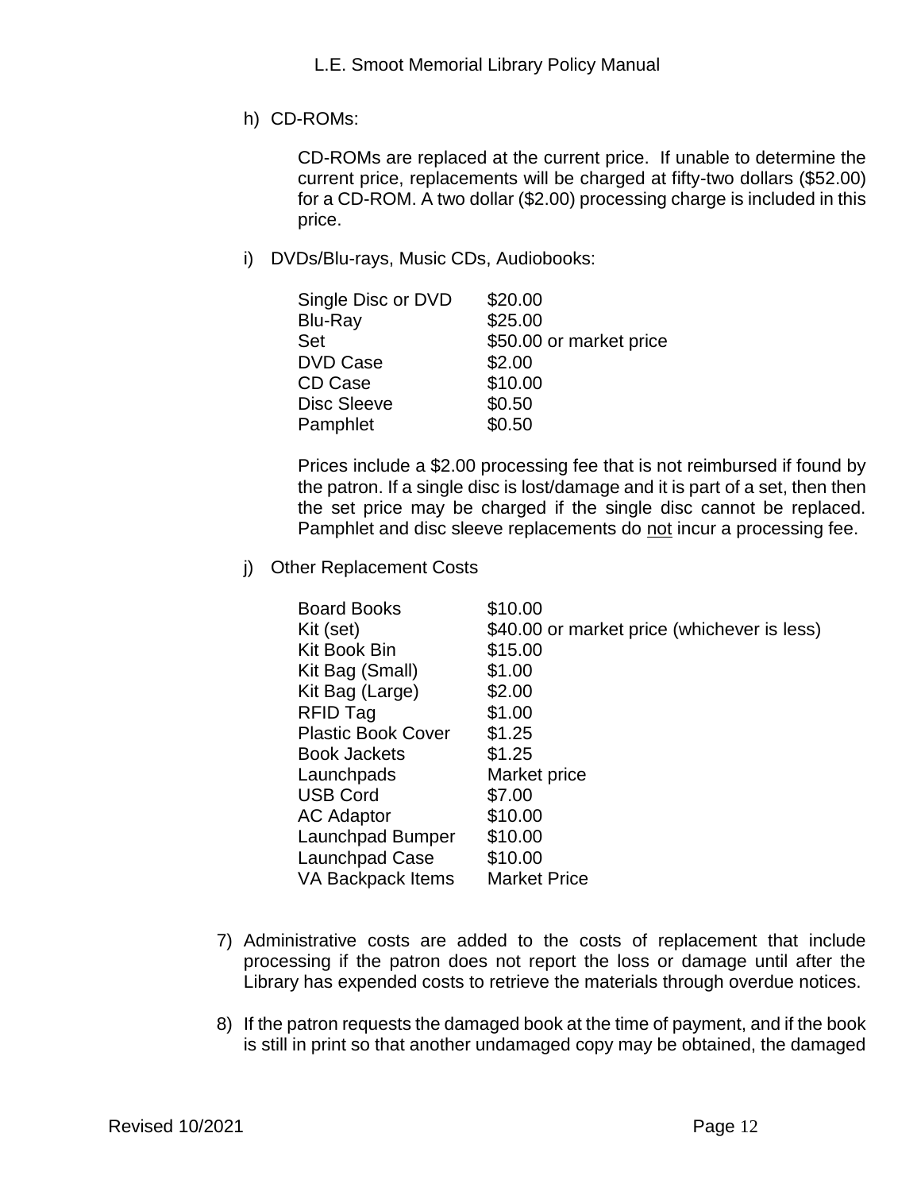h) CD-ROMs:

CD-ROMs are replaced at the current price. If unable to determine the current price, replacements will be charged at fifty-two dollars ($52.00) for a CD-ROM. A two dollar ($2.00) processing charge is included in this price.

i) DVDs/Blu-rays, Music CDs, Audiobooks:

| | |
|---|---|
| Single Disc or DVD | $20.00 |
| Blu-Ray | $25.00 |
| Set | $50.00 or market price |
| DVD Case | $2.00 |
| CD Case | $10.00 |
| Disc Sleeve | $0.50 |
| Pamphlet | $0.50 |

Prices include a $2.00 processing fee that is not reimbursed if found by the patron. If a single disc is lost/damage and it is part of a set, then then the set price may be charged if the single disc cannot be replaced. Pamphlet and disc sleeve replacements do <u>not</u> incur a processing fee.

j) Other Replacement Costs

| | |
|---|---|
| Board Books | $10.00 |
| Kit (set) | $40.00 or market price (whichever is less) |
| Kit Book Bin | $15.00 |
| Kit Bag (Small) | $1.00 |
| Kit Bag (Large) | $2.00 |
| RFID Tag | $1.00 |
| Plastic Book Cover | $1.25 |
| Book Jackets | $1.25 |
| Launchpads | Market price |
| USB Cord | $7.00 |
| AC Adaptor | $10.00 |
| Launchpad Bumper | $10.00 |
| Launchpad Case | $10.00 |
| VA Backpack Items | Market Price |

7) Administrative costs are added to the costs of replacement that include processing if the patron does not report the loss or damage until after the Library has expended costs to retrieve the materials through overdue notices.

8) If the patron requests the damaged book at the time of payment, and if the book is still in print so that another undamaged copy may be obtained, the damaged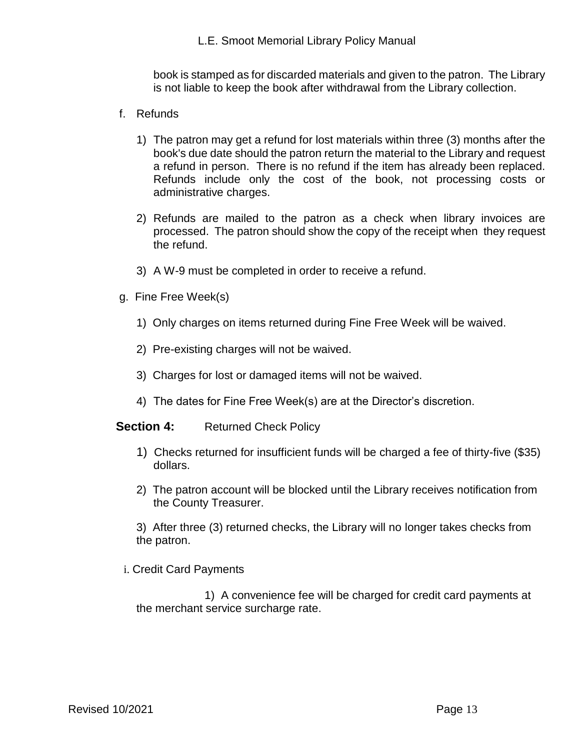book is stamped as for discarded materials and given to the patron. The Library is not liable to keep the book after withdrawal from the Library collection.

f. Refunds

1) The patron may get a refund for lost materials within three (3) months after the book's due date should the patron return the material to the Library and request a refund in person. There is no refund if the item has already been replaced. Refunds include only the cost of the book, not processing costs or administrative charges.

2) Refunds are mailed to the patron as a check when library invoices are processed. The patron should show the copy of the receipt when they request the refund.

3) A W-9 must be completed in order to receive a refund.

g. Fine Free Week(s)

1) Only charges on items returned during Fine Free Week will be waived.

2) Pre-existing charges will not be waived.

3) Charges for lost or damaged items will not be waived.

4) The dates for Fine Free Week(s) are at the Director's discretion.

**Section 4:** Returned Check Policy

1) Checks returned for insufficient funds will be charged a fee of thirty-five ($35) dollars.

2) The patron account will be blocked until the Library receives notification from the County Treasurer.

3) After three (3) returned checks, the Library will no longer takes checks from the patron.

i. Credit Card Payments

1) A convenience fee will be charged for credit card payments at the merchant service surcharge rate.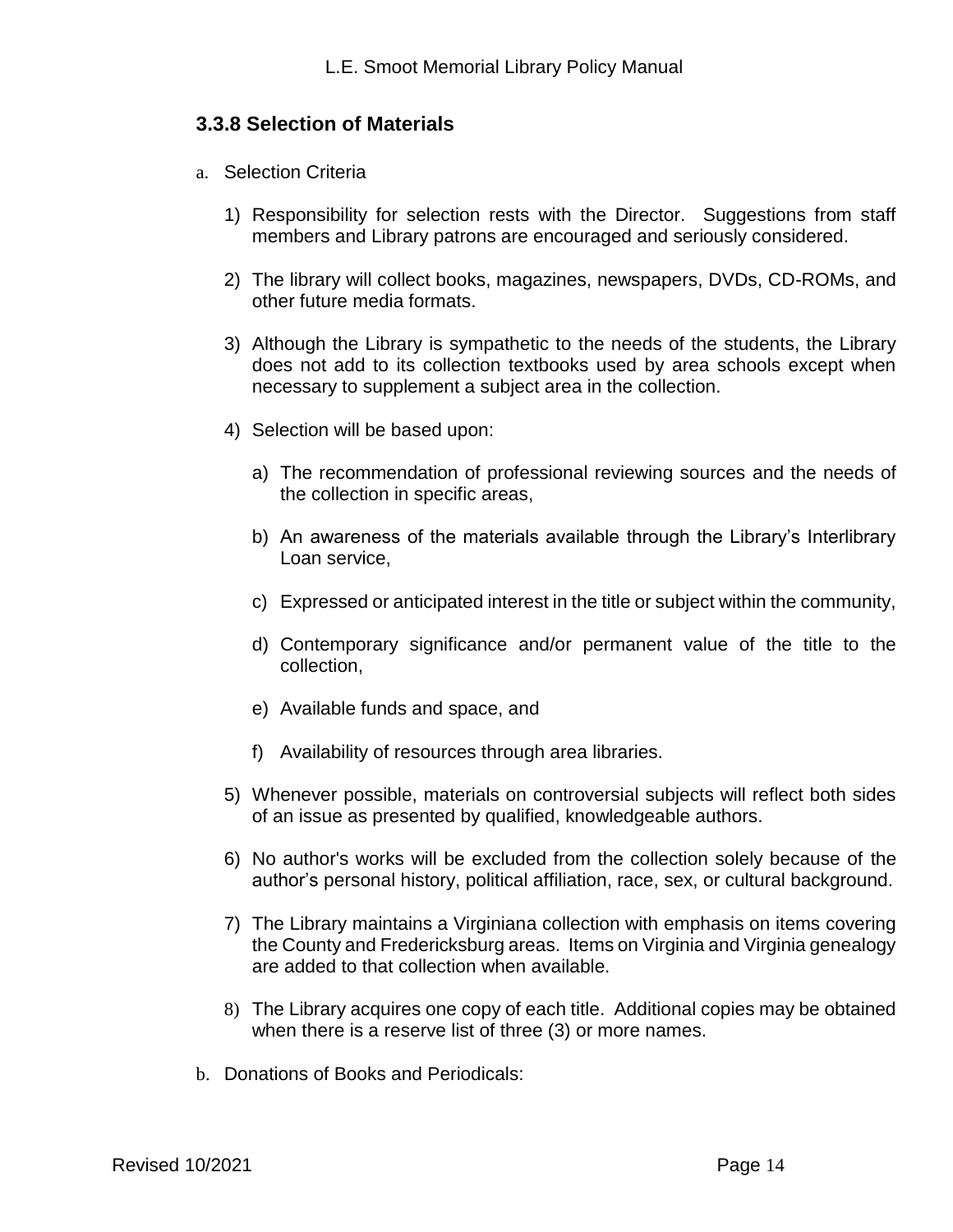### 3.3.8 Selection of Materials

a. Selection Criteria

   1) Responsibility for selection rests with the Director. Suggestions from staff members and Library patrons are encouraged and seriously considered.

   2) The library will collect books, magazines, newspapers, DVDs, CD-ROMs, and other future media formats.

   3) Although the Library is sympathetic to the needs of the students, the Library does not add to its collection textbooks used by area schools except when necessary to supplement a subject area in the collection.

   4) Selection will be based upon:

      a) The recommendation of professional reviewing sources and the needs of the collection in specific areas,

      b) An awareness of the materials available through the Library's Interlibrary Loan service,

      c) Expressed or anticipated interest in the title or subject within the community,

      d) Contemporary significance and/or permanent value of the title to the collection,

      e) Available funds and space, and

      f) Availability of resources through area libraries.

   5) Whenever possible, materials on controversial subjects will reflect both sides of an issue as presented by qualified, knowledgeable authors.

   6) No author's works will be excluded from the collection solely because of the author's personal history, political affiliation, race, sex, or cultural background.

   7) The Library maintains a Virginiana collection with emphasis on items covering the County and Fredericksburg areas. Items on Virginia and Virginia genealogy are added to that collection when available.

   8) The Library acquires one copy of each title. Additional copies may be obtained when there is a reserve list of three (3) or more names.

b. Donations of Books and Periodicals: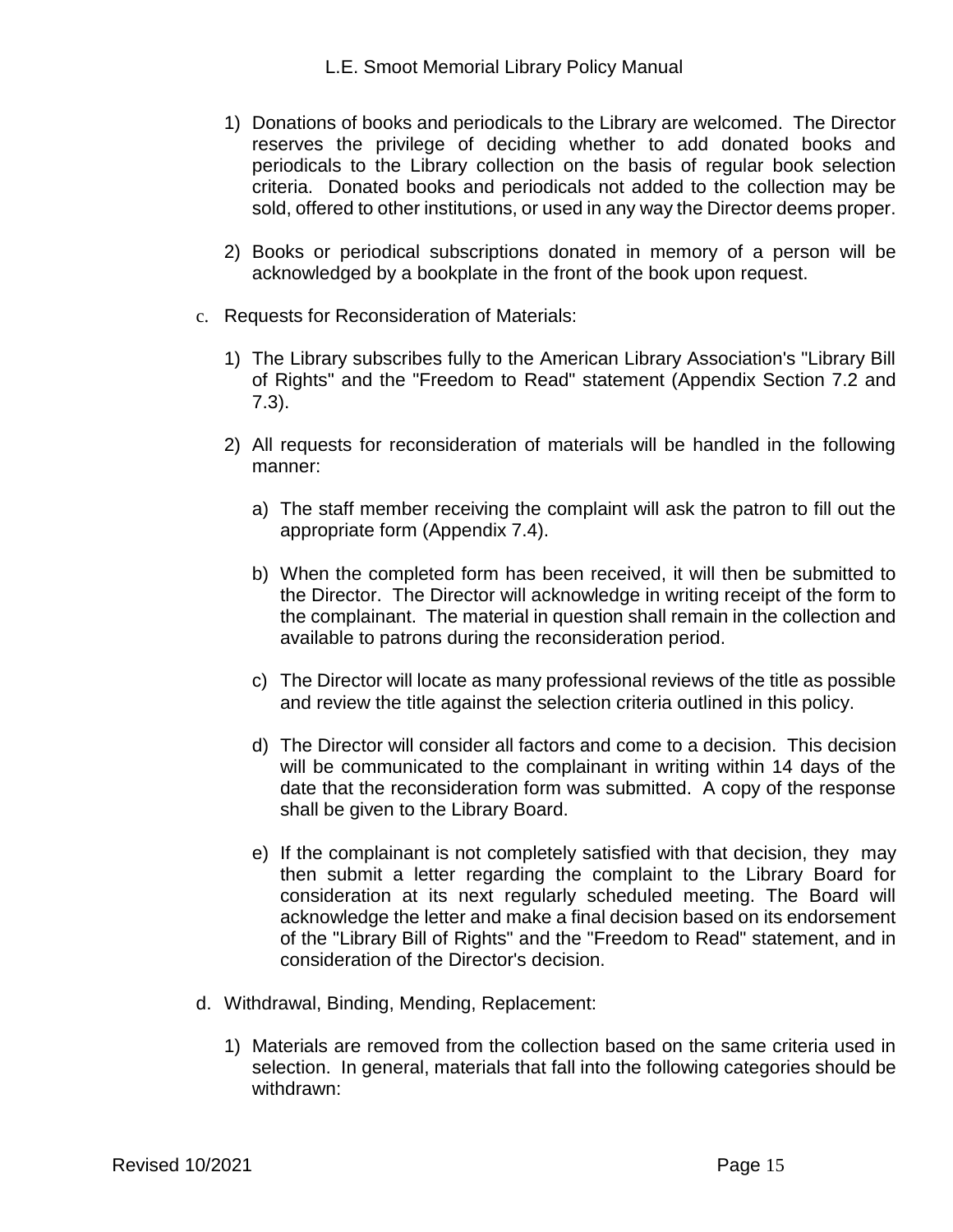1) Donations of books and periodicals to the Library are welcomed. The Director reserves the privilege of deciding whether to add donated books and periodicals to the Library collection on the basis of regular book selection criteria. Donated books and periodicals not added to the collection may be sold, offered to other institutions, or used in any way the Director deems proper.

2) Books or periodical subscriptions donated in memory of a person will be acknowledged by a bookplate in the front of the book upon request.

c. Requests for Reconsideration of Materials:

   1) The Library subscribes fully to the American Library Association's "Library Bill of Rights" and the "Freedom to Read" statement (Appendix Section 7.2 and 7.3).

   2) All requests for reconsideration of materials will be handled in the following manner:

      a) The staff member receiving the complaint will ask the patron to fill out the appropriate form (Appendix 7.4).

      b) When the completed form has been received, it will then be submitted to the Director. The Director will acknowledge in writing receipt of the form to the complainant. The material in question shall remain in the collection and available to patrons during the reconsideration period.

      c) The Director will locate as many professional reviews of the title as possible and review the title against the selection criteria outlined in this policy.

      d) The Director will consider all factors and come to a decision. This decision will be communicated to the complainant in writing within 14 days of the date that the reconsideration form was submitted. A copy of the response shall be given to the Library Board.

      e) If the complainant is not completely satisfied with that decision, they may then submit a letter regarding the complaint to the Library Board for consideration at its next regularly scheduled meeting. The Board will acknowledge the letter and make a final decision based on its endorsement of the "Library Bill of Rights" and the "Freedom to Read" statement, and in consideration of the Director's decision.

d. Withdrawal, Binding, Mending, Replacement:

   1) Materials are removed from the collection based on the same criteria used in selection. In general, materials that fall into the following categories should be withdrawn: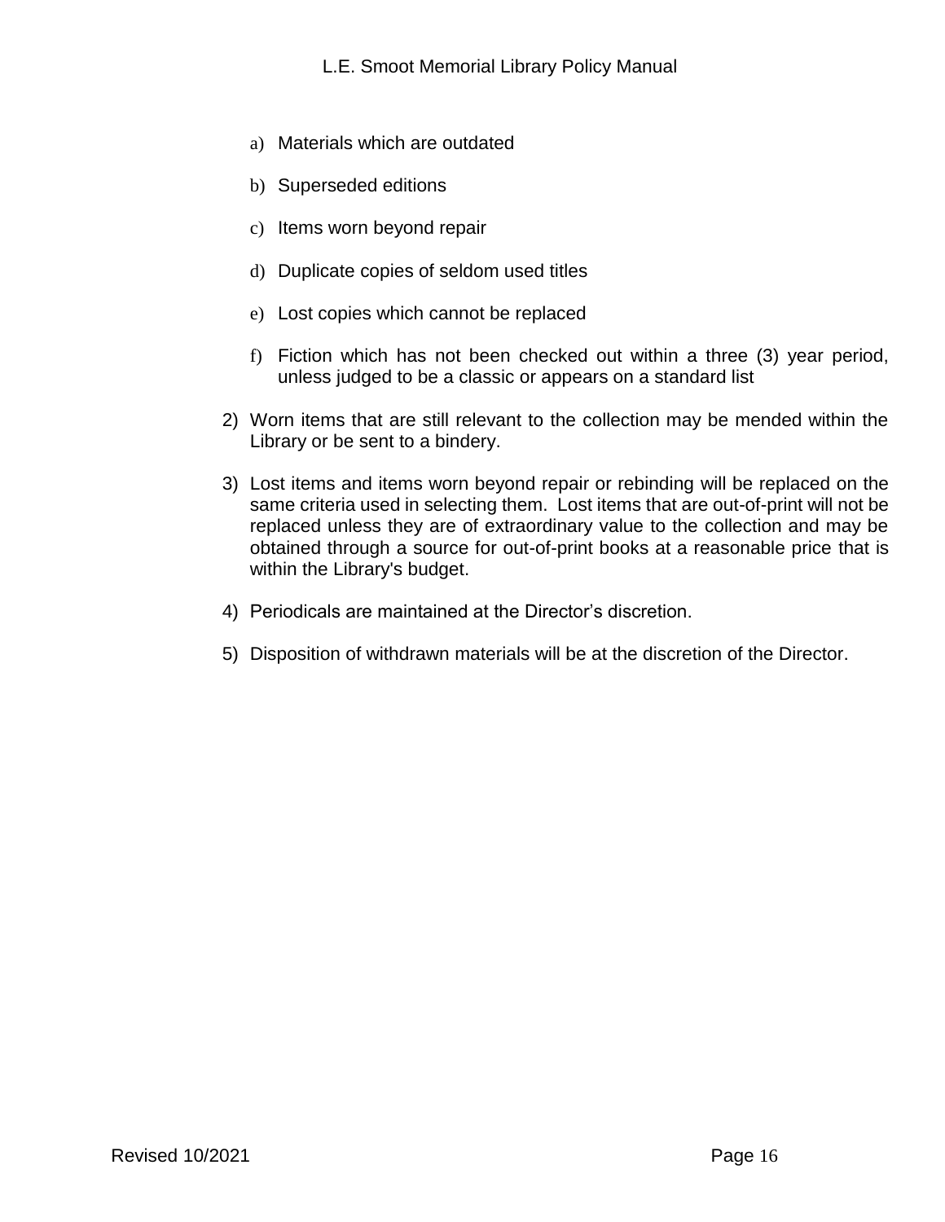a) Materials which are outdated

b) Superseded editions

c) Items worn beyond repair

d) Duplicate copies of seldom used titles

e) Lost copies which cannot be replaced

f) Fiction which has not been checked out within a three (3) year period, unless judged to be a classic or appears on a standard list

2) Worn items that are still relevant to the collection may be mended within the Library or be sent to a bindery.

3) Lost items and items worn beyond repair or rebinding will be replaced on the same criteria used in selecting them. Lost items that are out-of-print will not be replaced unless they are of extraordinary value to the collection and may be obtained through a source for out-of-print books at a reasonable price that is within the Library's budget.

4) Periodicals are maintained at the Director's discretion.

5) Disposition of withdrawn materials will be at the discretion of the Director.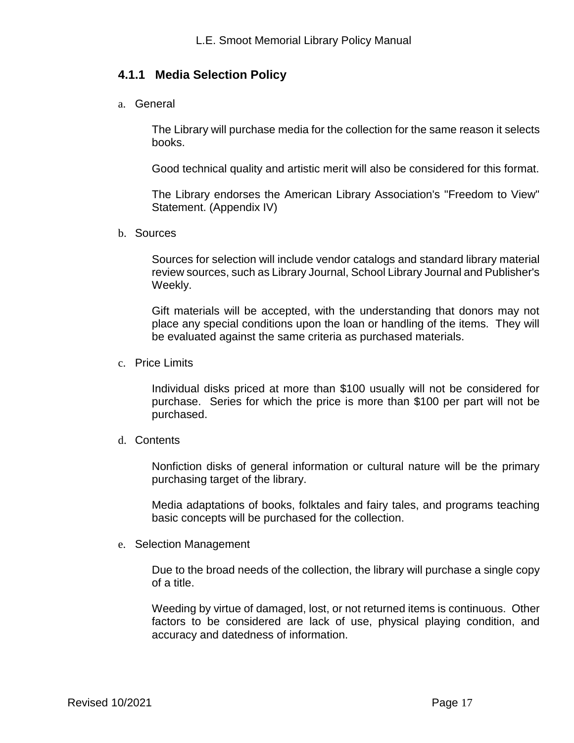### 4.1.1 Media Selection Policy

a. General

The Library will purchase media for the collection for the same reason it selects books.

Good technical quality and artistic merit will also be considered for this format.

The Library endorses the American Library Association's "Freedom to View" Statement. (Appendix IV)

b. Sources

Sources for selection will include vendor catalogs and standard library material review sources, such as Library Journal, School Library Journal and Publisher's Weekly.

Gift materials will be accepted, with the understanding that donors may not place any special conditions upon the loan or handling of the items. They will be evaluated against the same criteria as purchased materials.

c. Price Limits

Individual disks priced at more than $100 usually will not be considered for purchase. Series for which the price is more than $100 per part will not be purchased.

d. Contents

Nonfiction disks of general information or cultural nature will be the primary purchasing target of the library.

Media adaptations of books, folktales and fairy tales, and programs teaching basic concepts will be purchased for the collection.

e. Selection Management

Due to the broad needs of the collection, the library will purchase a single copy of a title.

Weeding by virtue of damaged, lost, or not returned items is continuous. Other factors to be considered are lack of use, physical playing condition, and accuracy and datedness of information.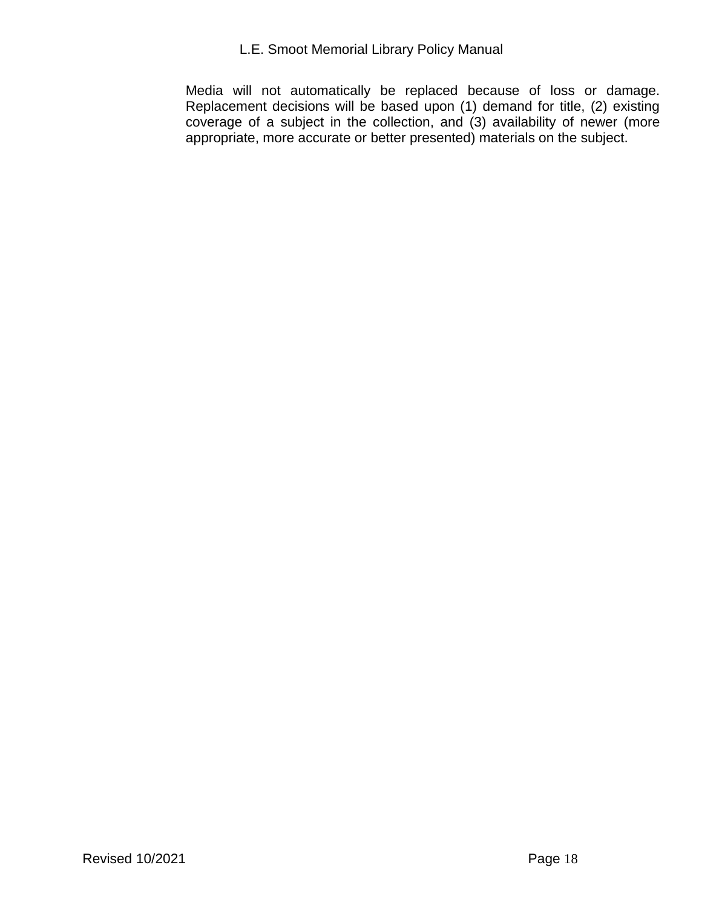Media will not automatically be replaced because of loss or damage. Replacement decisions will be based upon (1) demand for title, (2) existing coverage of a subject in the collection, and (3) availability of newer (more appropriate, more accurate or better presented) materials on the subject.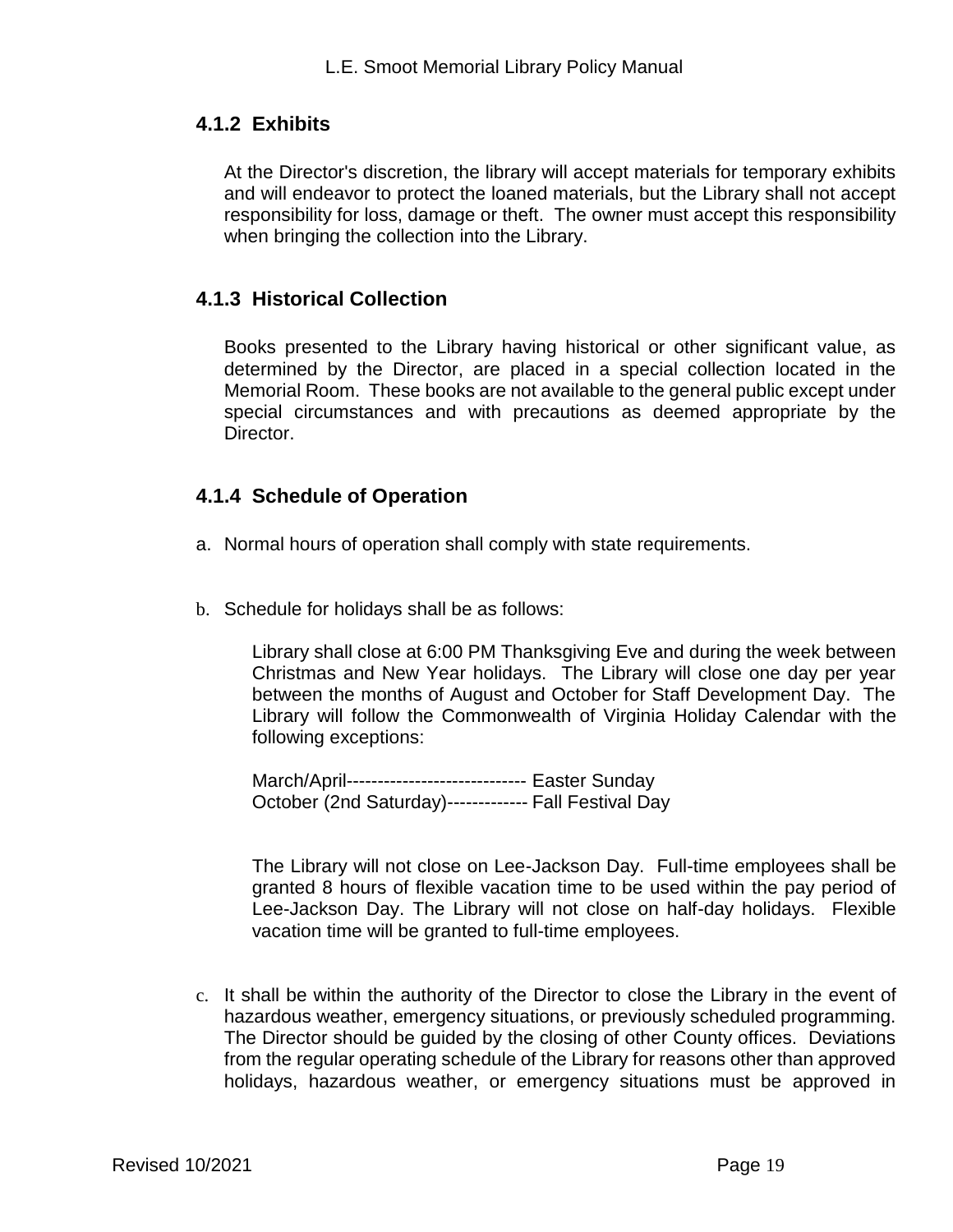### 4.1.2 Exhibits

At the Director's discretion, the library will accept materials for temporary exhibits and will endeavor to protect the loaned materials, but the Library shall not accept responsibility for loss, damage or theft. The owner must accept this responsibility when bringing the collection into the Library.

### 4.1.3 Historical Collection

Books presented to the Library having historical or other significant value, as determined by the Director, are placed in a special collection located in the Memorial Room. These books are not available to the general public except under special circumstances and with precautions as deemed appropriate by the Director.

### 4.1.4 Schedule of Operation

a. Normal hours of operation shall comply with state requirements.

b. Schedule for holidays shall be as follows:

   Library shall close at 6:00 PM Thanksgiving Eve and during the week between Christmas and New Year holidays. The Library will close one day per year between the months of August and October for Staff Development Day. The Library will follow the Commonwealth of Virginia Holiday Calendar with the following exceptions:

   March/April----------------------------- Easter Sunday
   October (2nd Saturday)------------- Fall Festival Day

   The Library will not close on Lee-Jackson Day. Full-time employees shall be granted 8 hours of flexible vacation time to be used within the pay period of Lee-Jackson Day. The Library will not close on half-day holidays. Flexible vacation time will be granted to full-time employees.

c. It shall be within the authority of the Director to close the Library in the event of hazardous weather, emergency situations, or previously scheduled programming. The Director should be guided by the closing of other County offices. Deviations from the regular operating schedule of the Library for reasons other than approved holidays, hazardous weather, or emergency situations must be approved in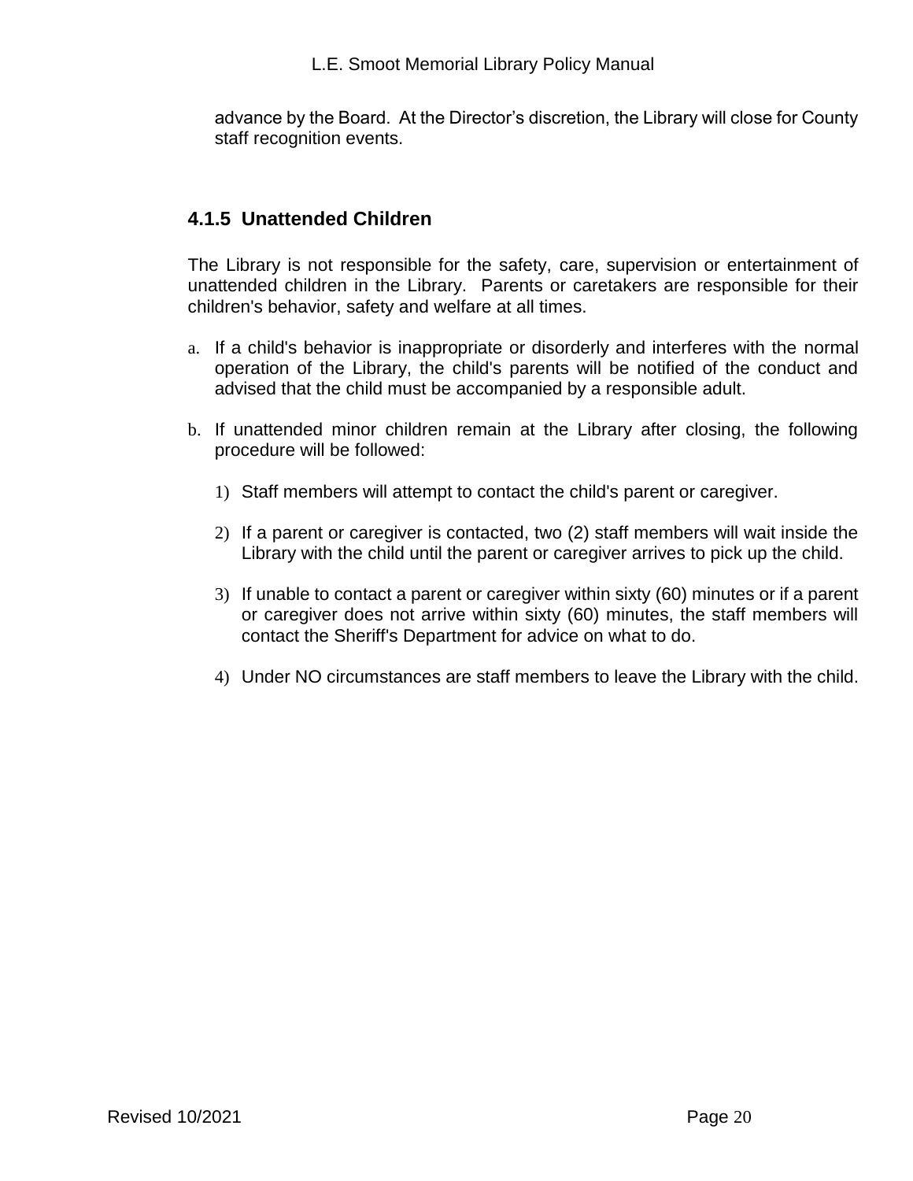advance by the Board. At the Director's discretion, the Library will close for County staff recognition events.

### 4.1.5 Unattended Children

The Library is not responsible for the safety, care, supervision or entertainment of unattended children in the Library. Parents or caretakers are responsible for their children's behavior, safety and welfare at all times.

a. If a child's behavior is inappropriate or disorderly and interferes with the normal operation of the Library, the child's parents will be notified of the conduct and advised that the child must be accompanied by a responsible adult.

b. If unattended minor children remain at the Library after closing, the following procedure will be followed:

   1) Staff members will attempt to contact the child's parent or caregiver.

   2) If a parent or caregiver is contacted, two (2) staff members will wait inside the Library with the child until the parent or caregiver arrives to pick up the child.

   3) If unable to contact a parent or caregiver within sixty (60) minutes or if a parent or caregiver does not arrive within sixty (60) minutes, the staff members will contact the Sheriff's Department for advice on what to do.

   4) Under NO circumstances are staff members to leave the Library with the child.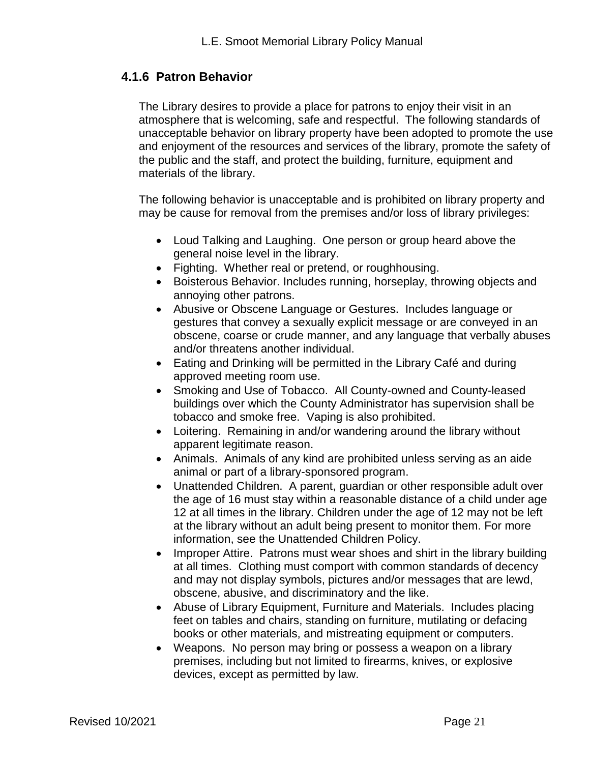### 4.1.6 Patron Behavior

The Library desires to provide a place for patrons to enjoy their visit in an atmosphere that is welcoming, safe and respectful. The following standards of unacceptable behavior on library property have been adopted to promote the use and enjoyment of the resources and services of the library, promote the safety of the public and the staff, and protect the building, furniture, equipment and materials of the library.

The following behavior is unacceptable and is prohibited on library property and may be cause for removal from the premises and/or loss of library privileges:

- Loud Talking and Laughing. One person or group heard above the general noise level in the library.
- Fighting. Whether real or pretend, or roughhousing.
- Boisterous Behavior. Includes running, horseplay, throwing objects and annoying other patrons.
- Abusive or Obscene Language or Gestures. Includes language or gestures that convey a sexually explicit message or are conveyed in an obscene, coarse or crude manner, and any language that verbally abuses and/or threatens another individual.
- Eating and Drinking will be permitted in the Library Café and during approved meeting room use.
- Smoking and Use of Tobacco. All County-owned and County-leased buildings over which the County Administrator has supervision shall be tobacco and smoke free. Vaping is also prohibited.
- Loitering. Remaining in and/or wandering around the library without apparent legitimate reason.
- Animals. Animals of any kind are prohibited unless serving as an aide animal or part of a library-sponsored program.
- Unattended Children. A parent, guardian or other responsible adult over the age of 16 must stay within a reasonable distance of a child under age 12 at all times in the library. Children under the age of 12 may not be left at the library without an adult being present to monitor them. For more information, see the Unattended Children Policy.
- Improper Attire. Patrons must wear shoes and shirt in the library building at all times. Clothing must comport with common standards of decency and may not display symbols, pictures and/or messages that are lewd, obscene, abusive, and discriminatory and the like.
- Abuse of Library Equipment, Furniture and Materials. Includes placing feet on tables and chairs, standing on furniture, mutilating or defacing books or other materials, and mistreating equipment or computers.
- Weapons. No person may bring or possess a weapon on a library premises, including but not limited to firearms, knives, or explosive devices, except as permitted by law.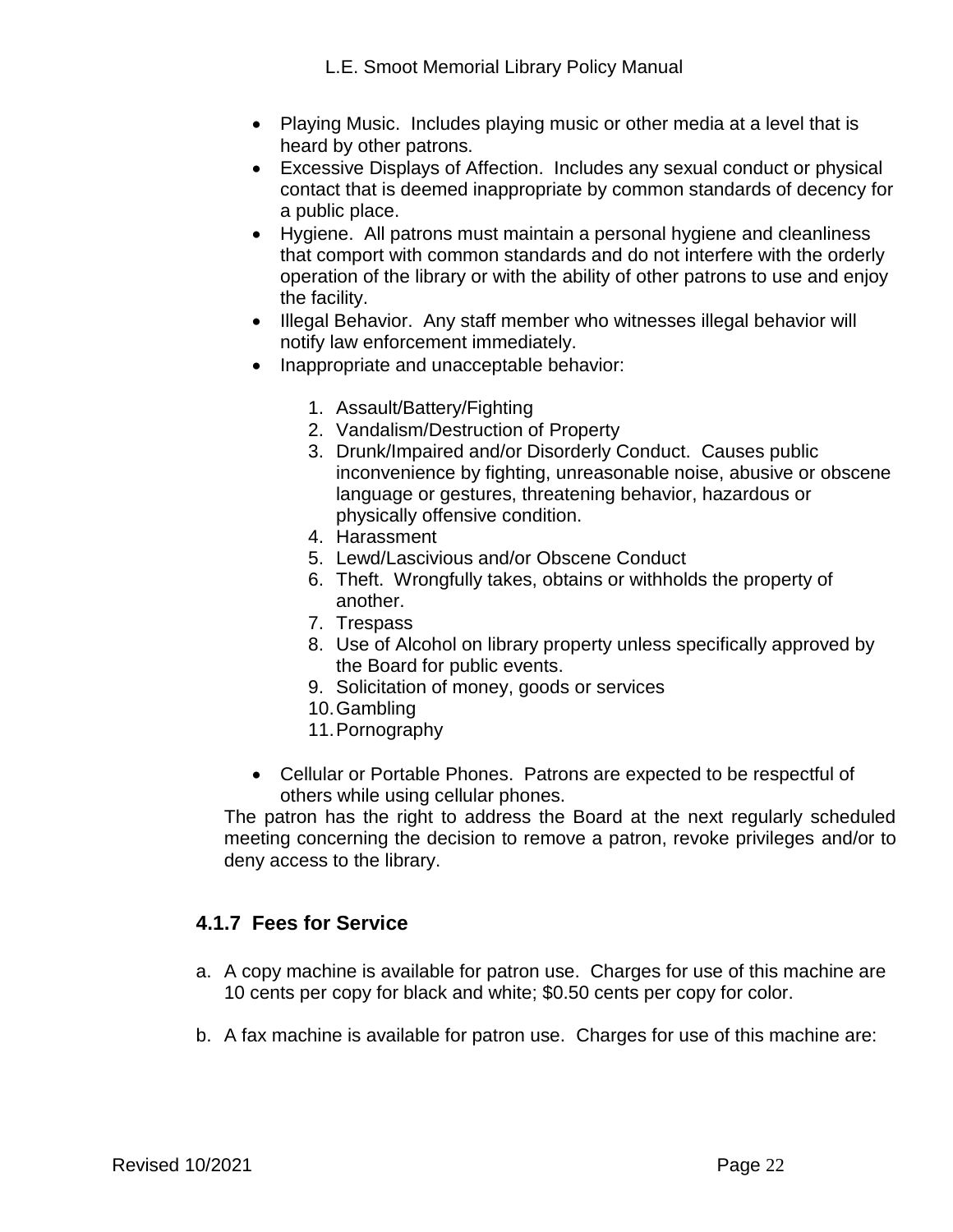- Playing Music. Includes playing music or other media at a level that is heard by other patrons.
- Excessive Displays of Affection. Includes any sexual conduct or physical contact that is deemed inappropriate by common standards of decency for a public place.
- Hygiene. All patrons must maintain a personal hygiene and cleanliness that comport with common standards and do not interfere with the orderly operation of the library or with the ability of other patrons to use and enjoy the facility.
- Illegal Behavior. Any staff member who witnesses illegal behavior will notify law enforcement immediately.
- Inappropriate and unacceptable behavior:

    1. Assault/Battery/Fighting
    2. Vandalism/Destruction of Property
    3. Drunk/Impaired and/or Disorderly Conduct. Causes public inconvenience by fighting, unreasonable noise, abusive or obscene language or gestures, threatening behavior, hazardous or physically offensive condition.
    4. Harassment
    5. Lewd/Lascivious and/or Obscene Conduct
    6. Theft. Wrongfully takes, obtains or withholds the property of another.
    7. Trespass
    8. Use of Alcohol on library property unless specifically approved by the Board for public events.
    9. Solicitation of money, goods or services
    10. Gambling
    11. Pornography

- Cellular or Portable Phones. Patrons are expected to be respectful of others while using cellular phones.

The patron has the right to address the Board at the next regularly scheduled meeting concerning the decision to remove a patron, revoke privileges and/or to deny access to the library.

### 4.1.7 Fees for Service

a. A copy machine is available for patron use. Charges for use of this machine are 10 cents per copy for black and white; $0.50 cents per copy for color.

b. A fax machine is available for patron use. Charges for use of this machine are: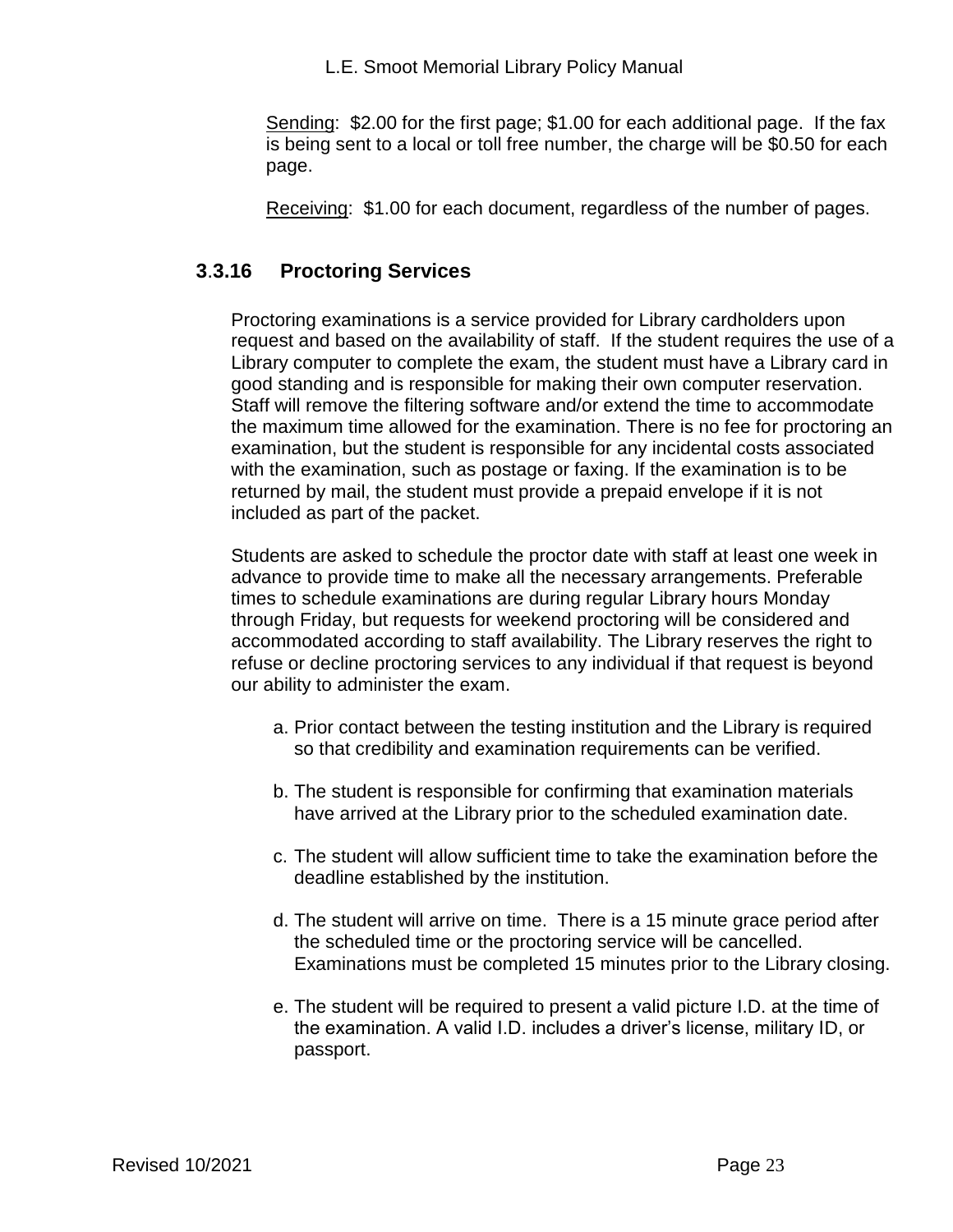Sending: $2.00 for the first page; $1.00 for each additional page. If the fax is being sent to a local or toll free number, the charge will be $0.50 for each page.

Receiving: $1.00 for each document, regardless of the number of pages.

### 3.3.16 Proctoring Services

Proctoring examinations is a service provided for Library cardholders upon request and based on the availability of staff. If the student requires the use of a Library computer to complete the exam, the student must have a Library card in good standing and is responsible for making their own computer reservation. Staff will remove the filtering software and/or extend the time to accommodate the maximum time allowed for the examination. There is no fee for proctoring an examination, but the student is responsible for any incidental costs associated with the examination, such as postage or faxing. If the examination is to be returned by mail, the student must provide a prepaid envelope if it is not included as part of the packet.

Students are asked to schedule the proctor date with staff at least one week in advance to provide time to make all the necessary arrangements. Preferable times to schedule examinations are during regular Library hours Monday through Friday, but requests for weekend proctoring will be considered and accommodated according to staff availability. The Library reserves the right to refuse or decline proctoring services to any individual if that request is beyond our ability to administer the exam.

a. Prior contact between the testing institution and the Library is required so that credibility and examination requirements can be verified.

b. The student is responsible for confirming that examination materials have arrived at the Library prior to the scheduled examination date.

c. The student will allow sufficient time to take the examination before the deadline established by the institution.

d. The student will arrive on time. There is a 15 minute grace period after the scheduled time or the proctoring service will be cancelled. Examinations must be completed 15 minutes prior to the Library closing.

e. The student will be required to present a valid picture I.D. at the time of the examination. A valid I.D. includes a driver's license, military ID, or passport.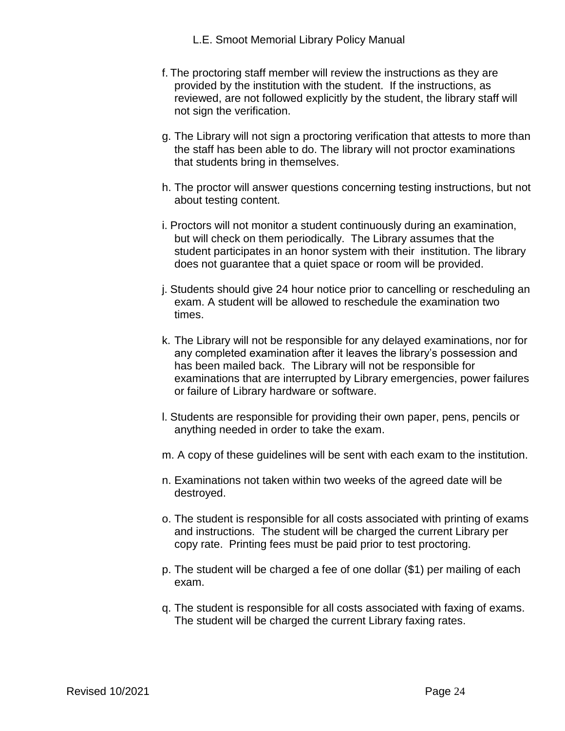f. The proctoring staff member will review the instructions as they are provided by the institution with the student. If the instructions, as reviewed, are not followed explicitly by the student, the library staff will not sign the verification.

g. The Library will not sign a proctoring verification that attests to more than the staff has been able to do. The library will not proctor examinations that students bring in themselves.

h. The proctor will answer questions concerning testing instructions, but not about testing content.

i. Proctors will not monitor a student continuously during an examination, but will check on them periodically. The Library assumes that the student participates in an honor system with their institution. The library does not guarantee that a quiet space or room will be provided.

j. Students should give 24 hour notice prior to cancelling or rescheduling an exam. A student will be allowed to reschedule the examination two times.

k. The Library will not be responsible for any delayed examinations, nor for any completed examination after it leaves the library's possession and has been mailed back. The Library will not be responsible for examinations that are interrupted by Library emergencies, power failures or failure of Library hardware or software.

l. Students are responsible for providing their own paper, pens, pencils or anything needed in order to take the exam.

m. A copy of these guidelines will be sent with each exam to the institution.

n. Examinations not taken within two weeks of the agreed date will be destroyed.

o. The student is responsible for all costs associated with printing of exams and instructions. The student will be charged the current Library per copy rate. Printing fees must be paid prior to test proctoring.

p. The student will be charged a fee of one dollar ($1) per mailing of each exam.

q. The student is responsible for all costs associated with faxing of exams. The student will be charged the current Library faxing rates.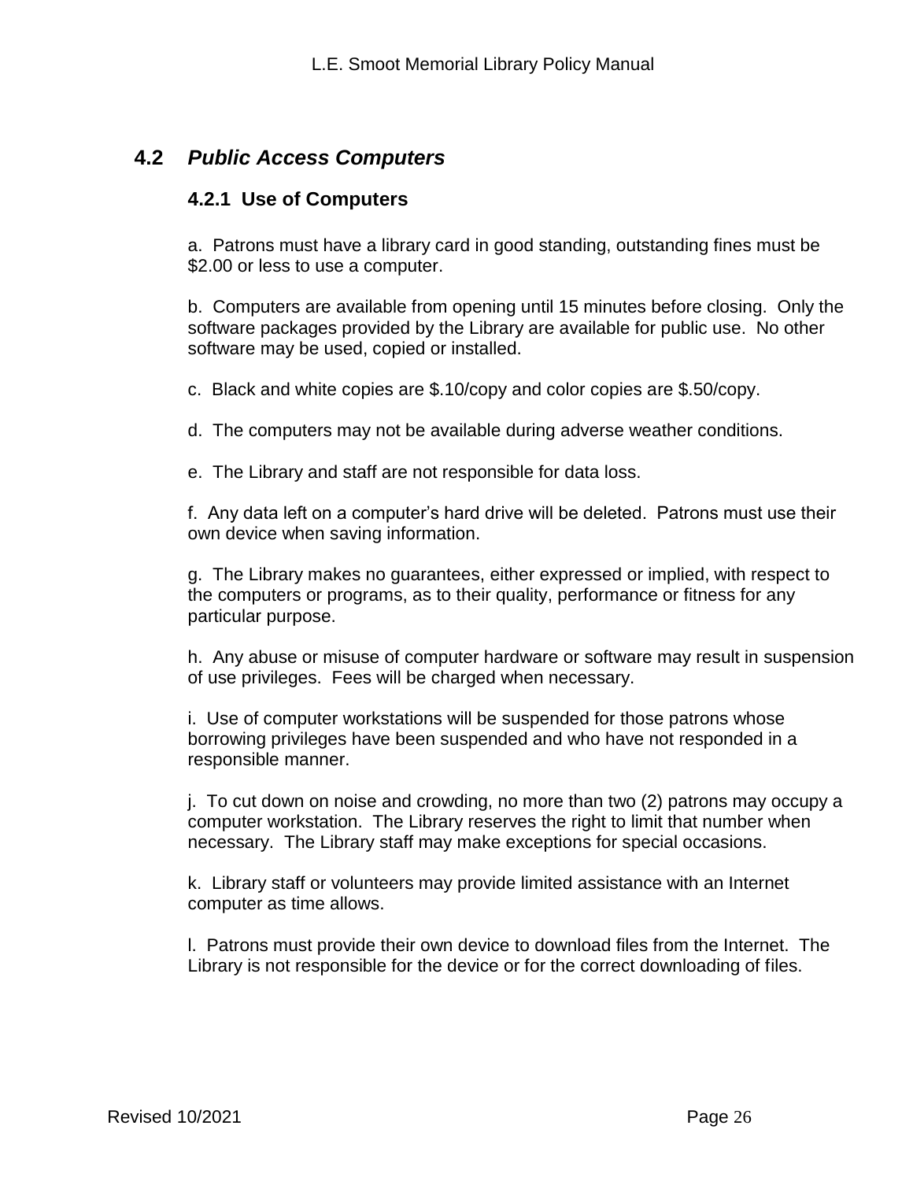## 4.2 *Public Access Computers*

### 4.2.1 Use of Computers

a. Patrons must have a library card in good standing, outstanding fines must be $2.00 or less to use a computer.

b. Computers are available from opening until 15 minutes before closing. Only the software packages provided by the Library are available for public use. No other software may be used, copied or installed.

c. Black and white copies are $.10/copy and color copies are $.50/copy.

d. The computers may not be available during adverse weather conditions.

e. The Library and staff are not responsible for data loss.

f. Any data left on a computer's hard drive will be deleted. Patrons must use their own device when saving information.

g. The Library makes no guarantees, either expressed or implied, with respect to the computers or programs, as to their quality, performance or fitness for any particular purpose.

h. Any abuse or misuse of computer hardware or software may result in suspension of use privileges. Fees will be charged when necessary.

i. Use of computer workstations will be suspended for those patrons whose borrowing privileges have been suspended and who have not responded in a responsible manner.

j. To cut down on noise and crowding, no more than two (2) patrons may occupy a computer workstation. The Library reserves the right to limit that number when necessary. The Library staff may make exceptions for special occasions.

k. Library staff or volunteers may provide limited assistance with an Internet computer as time allows.

l. Patrons must provide their own device to download files from the Internet. The Library is not responsible for the device or for the correct downloading of files.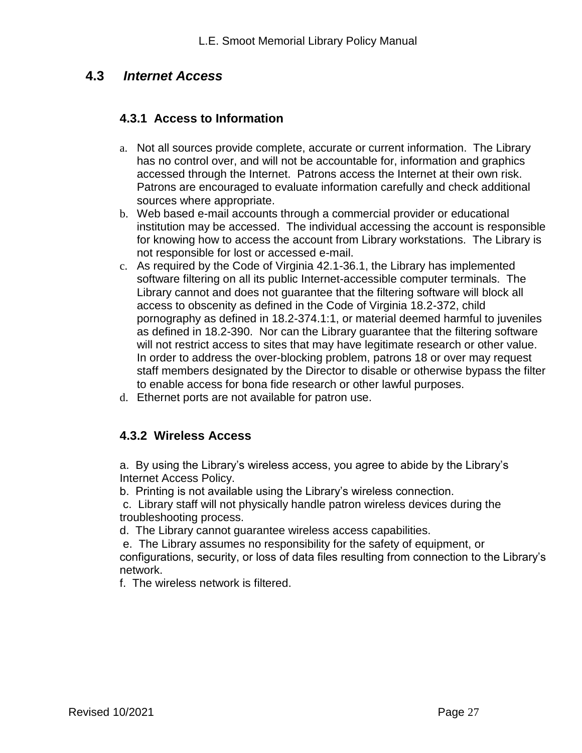## 4.3 *Internet Access*

### 4.3.1 Access to Information

a. Not all sources provide complete, accurate or current information. The Library has no control over, and will not be accountable for, information and graphics accessed through the Internet. Patrons access the Internet at their own risk. Patrons are encouraged to evaluate information carefully and check additional sources where appropriate.
b. Web based e-mail accounts through a commercial provider or educational institution may be accessed. The individual accessing the account is responsible for knowing how to access the account from Library workstations. The Library is not responsible for lost or accessed e-mail.
c. As required by the Code of Virginia 42.1-36.1, the Library has implemented software filtering on all its public Internet-accessible computer terminals. The Library cannot and does not guarantee that the filtering software will block all access to obscenity as defined in the Code of Virginia 18.2-372, child pornography as defined in 18.2-374.1:1, or material deemed harmful to juveniles as defined in 18.2-390. Nor can the Library guarantee that the filtering software will not restrict access to sites that may have legitimate research or other value. In order to address the over-blocking problem, patrons 18 or over may request staff members designated by the Director to disable or otherwise bypass the filter to enable access for bona fide research or other lawful purposes.
d. Ethernet ports are not available for patron use.

### 4.3.2 Wireless Access

a. By using the Library's wireless access, you agree to abide by the Library's Internet Access Policy.
b. Printing is not available using the Library's wireless connection.
c. Library staff will not physically handle patron wireless devices during the troubleshooting process.
d. The Library cannot guarantee wireless access capabilities.
e. The Library assumes no responsibility for the safety of equipment, or configurations, security, or loss of data files resulting from connection to the Library's network.
f. The wireless network is filtered.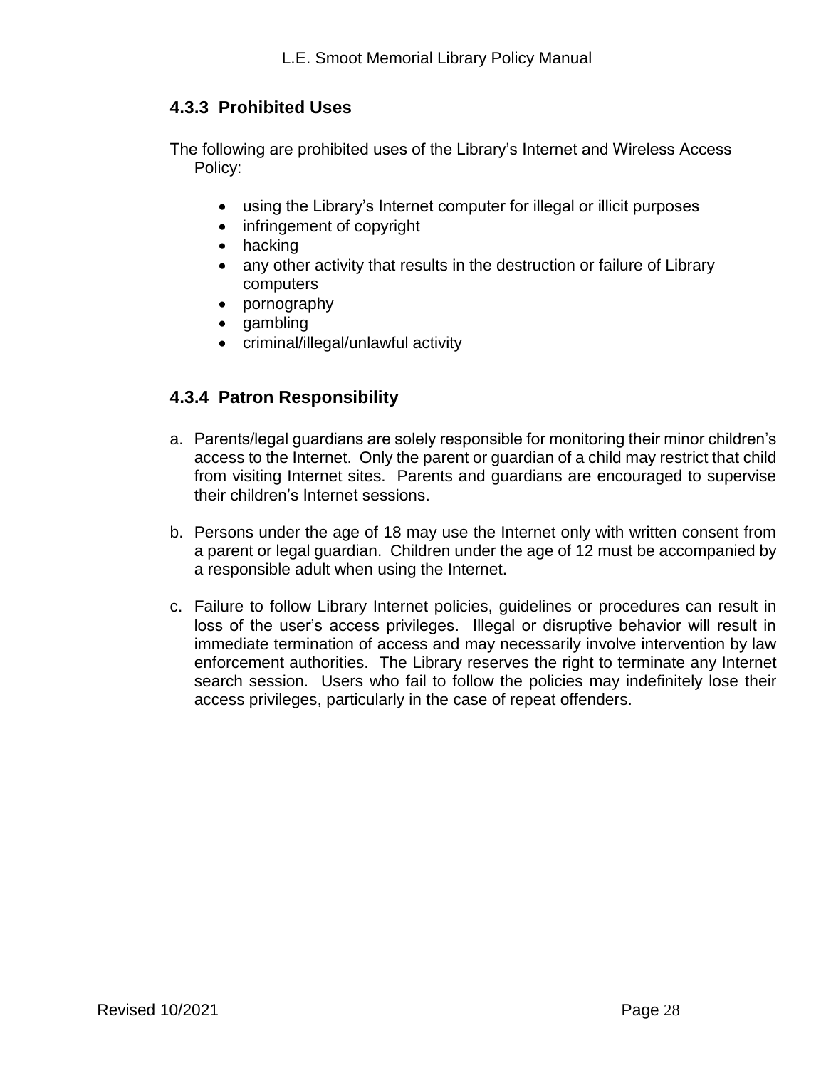### 4.3.3 Prohibited Uses

The following are prohibited uses of the Library's Internet and Wireless Access Policy:

- using the Library's Internet computer for illegal or illicit purposes
- infringement of copyright
- hacking
- any other activity that results in the destruction or failure of Library computers
- pornography
- gambling
- criminal/illegal/unlawful activity

### 4.3.4 Patron Responsibility

a. Parents/legal guardians are solely responsible for monitoring their minor children's access to the Internet. Only the parent or guardian of a child may restrict that child from visiting Internet sites. Parents and guardians are encouraged to supervise their children's Internet sessions.

b. Persons under the age of 18 may use the Internet only with written consent from a parent or legal guardian. Children under the age of 12 must be accompanied by a responsible adult when using the Internet.

c. Failure to follow Library Internet policies, guidelines or procedures can result in loss of the user's access privileges. Illegal or disruptive behavior will result in immediate termination of access and may necessarily involve intervention by law enforcement authorities. The Library reserves the right to terminate any Internet search session. Users who fail to follow the policies may indefinitely lose their access privileges, particularly in the case of repeat offenders.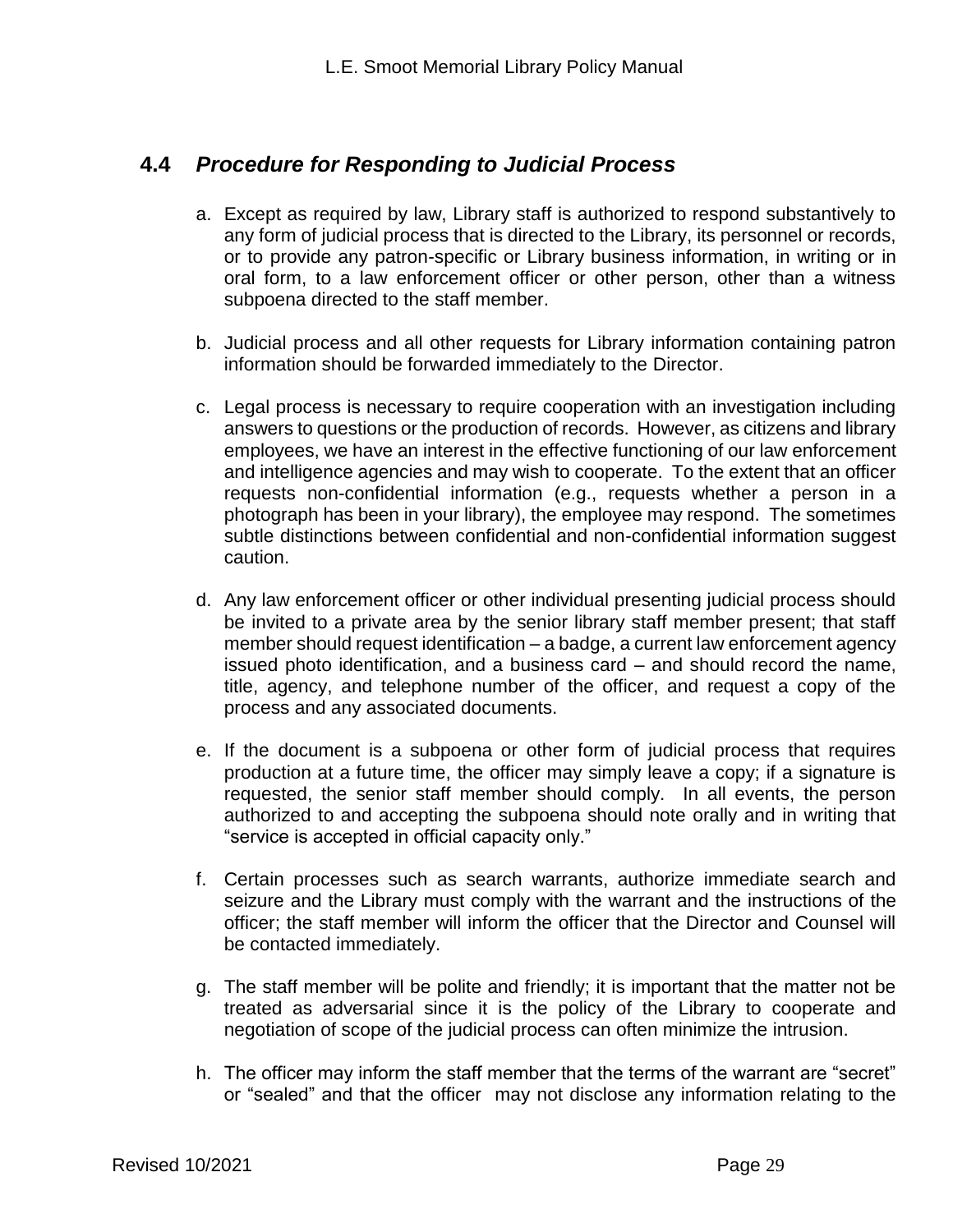## 4.4 *Procedure for Responding to Judicial Process*

a. Except as required by law, Library staff is authorized to respond substantively to any form of judicial process that is directed to the Library, its personnel or records, or to provide any patron-specific or Library business information, in writing or in oral form, to a law enforcement officer or other person, other than a witness subpoena directed to the staff member.

b. Judicial process and all other requests for Library information containing patron information should be forwarded immediately to the Director.

c. Legal process is necessary to require cooperation with an investigation including answers to questions or the production of records. However, as citizens and library employees, we have an interest in the effective functioning of our law enforcement and intelligence agencies and may wish to cooperate. To the extent that an officer requests non-confidential information (e.g., requests whether a person in a photograph has been in your library), the employee may respond. The sometimes subtle distinctions between confidential and non-confidential information suggest caution.

d. Any law enforcement officer or other individual presenting judicial process should be invited to a private area by the senior library staff member present; that staff member should request identification – a badge, a current law enforcement agency issued photo identification, and a business card – and should record the name, title, agency, and telephone number of the officer, and request a copy of the process and any associated documents.

e. If the document is a subpoena or other form of judicial process that requires production at a future time, the officer may simply leave a copy; if a signature is requested, the senior staff member should comply. In all events, the person authorized to and accepting the subpoena should note orally and in writing that "service is accepted in official capacity only."

f. Certain processes such as search warrants, authorize immediate search and seizure and the Library must comply with the warrant and the instructions of the officer; the staff member will inform the officer that the Director and Counsel will be contacted immediately.

g. The staff member will be polite and friendly; it is important that the matter not be treated as adversarial since it is the policy of the Library to cooperate and negotiation of scope of the judicial process can often minimize the intrusion.

h. The officer may inform the staff member that the terms of the warrant are "secret" or "sealed" and that the officer may not disclose any information relating to the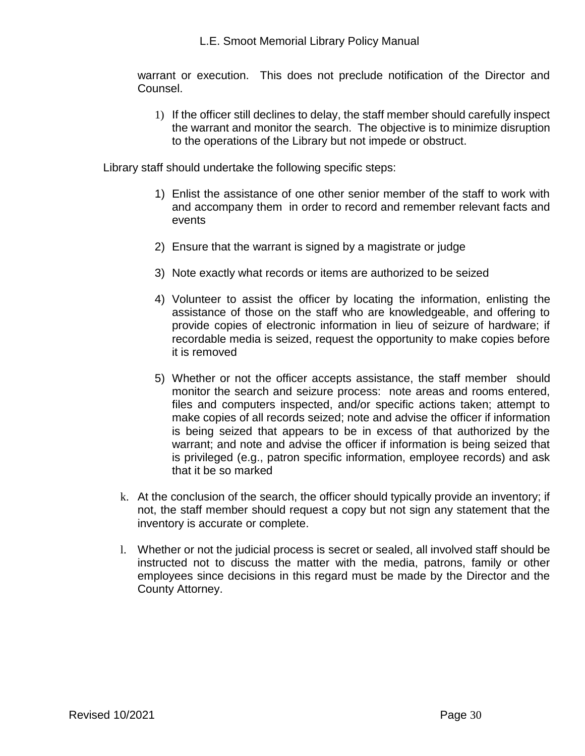warrant or execution. This does not preclude notification of the Director and Counsel.

1) If the officer still declines to delay, the staff member should carefully inspect the warrant and monitor the search. The objective is to minimize disruption to the operations of the Library but not impede or obstruct.

Library staff should undertake the following specific steps:

1) Enlist the assistance of one other senior member of the staff to work with and accompany them in order to record and remember relevant facts and events

2) Ensure that the warrant is signed by a magistrate or judge

3) Note exactly what records or items are authorized to be seized

4) Volunteer to assist the officer by locating the information, enlisting the assistance of those on the staff who are knowledgeable, and offering to provide copies of electronic information in lieu of seizure of hardware; if recordable media is seized, request the opportunity to make copies before it is removed

5) Whether or not the officer accepts assistance, the staff member should monitor the search and seizure process: note areas and rooms entered, files and computers inspected, and/or specific actions taken; attempt to make copies of all records seized; note and advise the officer if information is being seized that appears to be in excess of that authorized by the warrant; and note and advise the officer if information is being seized that is privileged (e.g., patron specific information, employee records) and ask that it be so marked

k. At the conclusion of the search, the officer should typically provide an inventory; if not, the staff member should request a copy but not sign any statement that the inventory is accurate or complete.

l. Whether or not the judicial process is secret or sealed, all involved staff should be instructed not to discuss the matter with the media, patrons, family or other employees since decisions in this regard must be made by the Director and the County Attorney.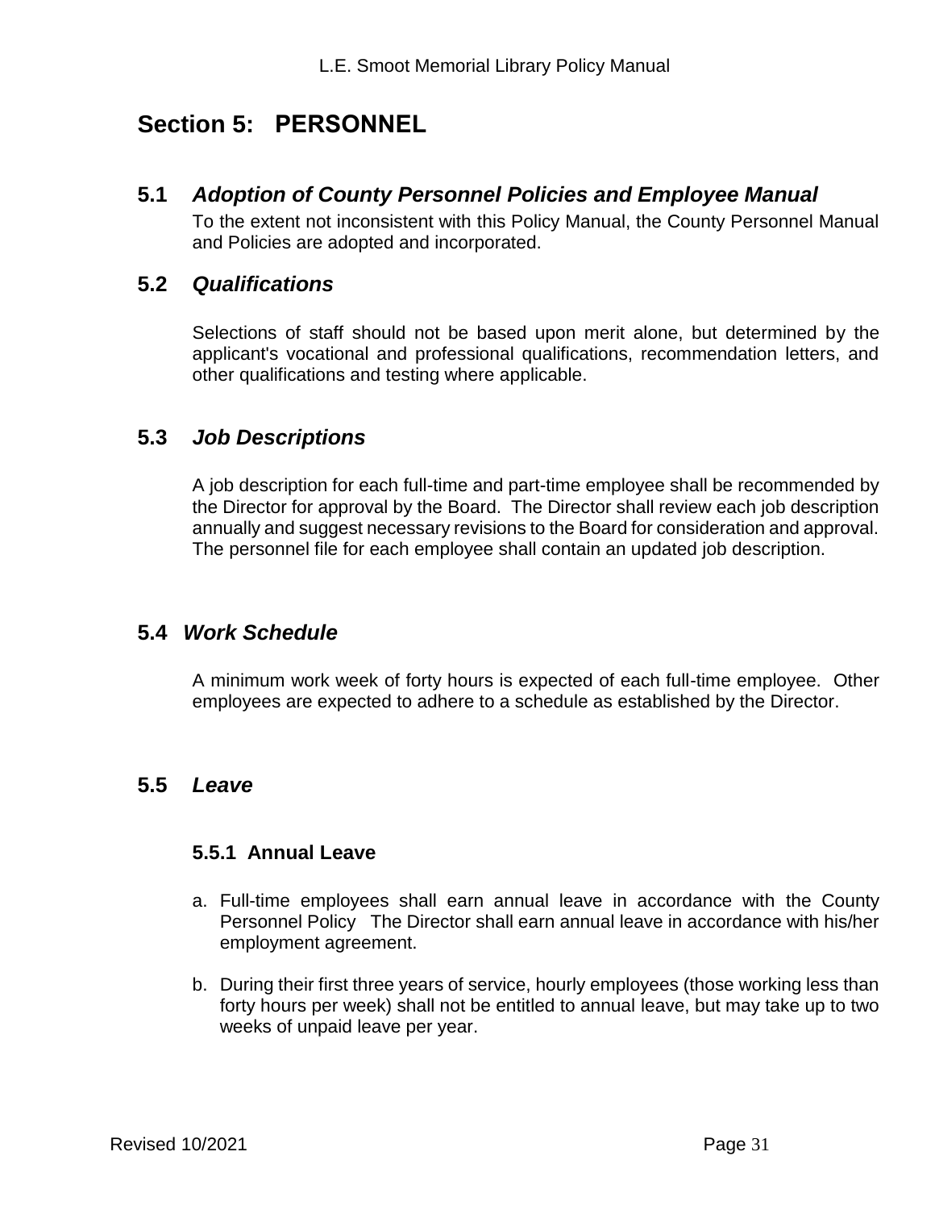# Section 5: PERSONNEL

## 5.1 *Adoption of County Personnel Policies and Employee Manual*

To the extent not inconsistent with this Policy Manual, the County Personnel Manual and Policies are adopted and incorporated.

## 5.2 *Qualifications*

Selections of staff should not be based upon merit alone, but determined by the applicant's vocational and professional qualifications, recommendation letters, and other qualifications and testing where applicable.

## 5.3 *Job Descriptions*

A job description for each full-time and part-time employee shall be recommended by the Director for approval by the Board. The Director shall review each job description annually and suggest necessary revisions to the Board for consideration and approval. The personnel file for each employee shall contain an updated job description.

## 5.4 *Work Schedule*

A minimum work week of forty hours is expected of each full-time employee. Other employees are expected to adhere to a schedule as established by the Director.

## 5.5 *Leave*

### 5.5.1 Annual Leave

a. Full-time employees shall earn annual leave in accordance with the County Personnel Policy The Director shall earn annual leave in accordance with his/her employment agreement.

b. During their first three years of service, hourly employees (those working less than forty hours per week) shall not be entitled to annual leave, but may take up to two weeks of unpaid leave per year.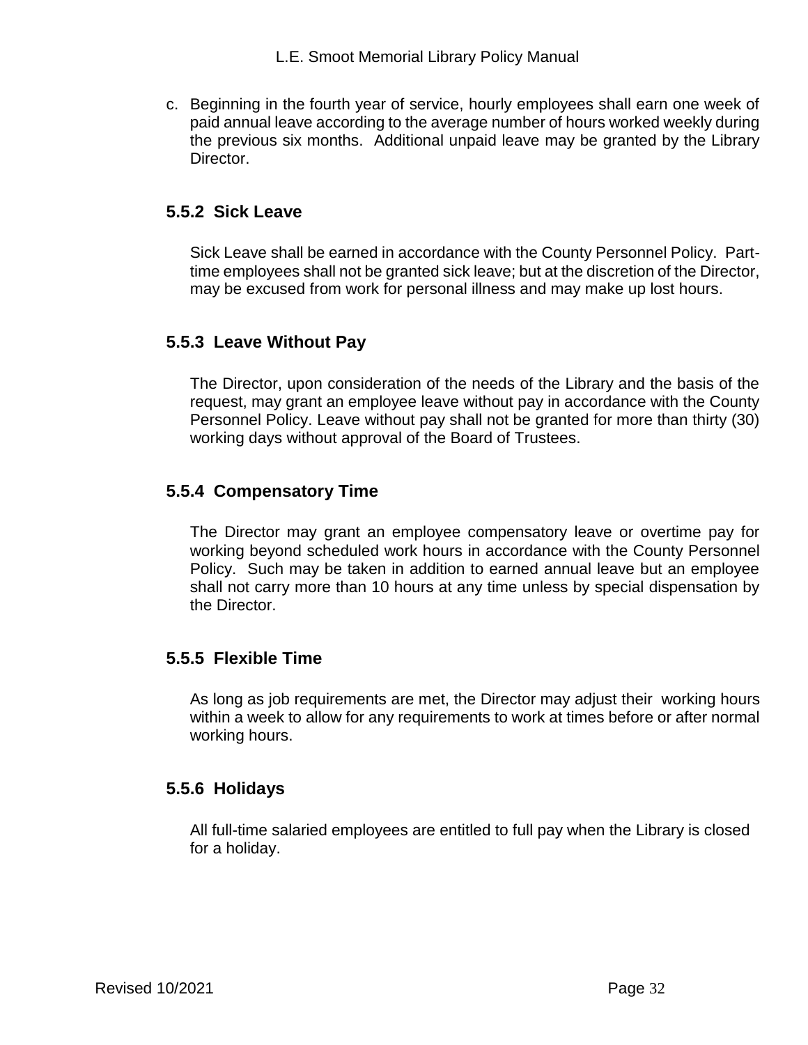c. Beginning in the fourth year of service, hourly employees shall earn one week of paid annual leave according to the average number of hours worked weekly during the previous six months. Additional unpaid leave may be granted by the Library Director.

### 5.5.2 Sick Leave

Sick Leave shall be earned in accordance with the County Personnel Policy. Part-time employees shall not be granted sick leave; but at the discretion of the Director, may be excused from work for personal illness and may make up lost hours.

### 5.5.3 Leave Without Pay

The Director, upon consideration of the needs of the Library and the basis of the request, may grant an employee leave without pay in accordance with the County Personnel Policy. Leave without pay shall not be granted for more than thirty (30) working days without approval of the Board of Trustees.

### 5.5.4 Compensatory Time

The Director may grant an employee compensatory leave or overtime pay for working beyond scheduled work hours in accordance with the County Personnel Policy. Such may be taken in addition to earned annual leave but an employee shall not carry more than 10 hours at any time unless by special dispensation by the Director.

### 5.5.5 Flexible Time

As long as job requirements are met, the Director may adjust their working hours within a week to allow for any requirements to work at times before or after normal working hours.

### 5.5.6 Holidays

All full-time salaried employees are entitled to full pay when the Library is closed for a holiday.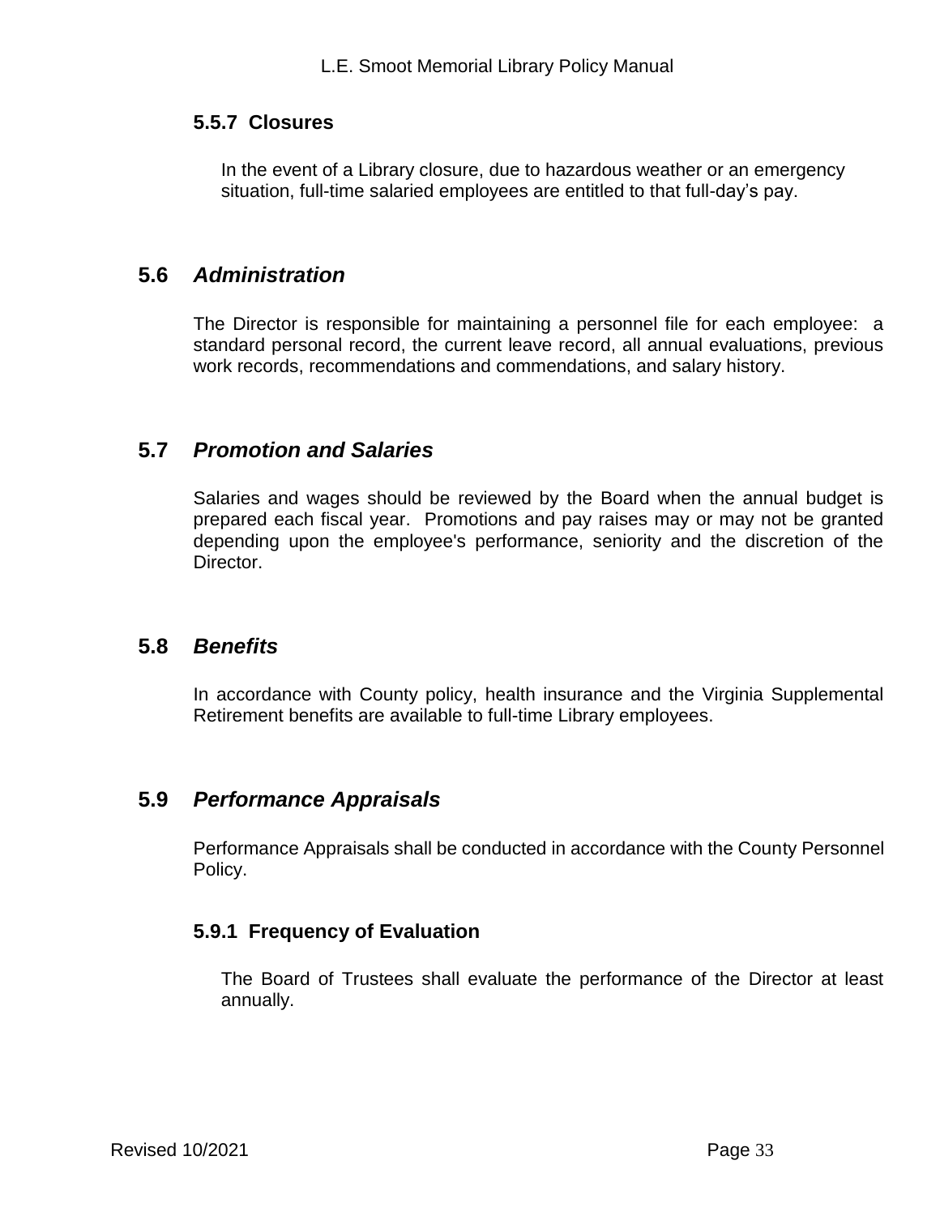### 5.5.7 Closures

In the event of a Library closure, due to hazardous weather or an emergency situation, full-time salaried employees are entitled to that full-day's pay.

## 5.6 *Administration*

The Director is responsible for maintaining a personnel file for each employee: a standard personal record, the current leave record, all annual evaluations, previous work records, recommendations and commendations, and salary history.

## 5.7 *Promotion and Salaries*

Salaries and wages should be reviewed by the Board when the annual budget is prepared each fiscal year. Promotions and pay raises may or may not be granted depending upon the employee's performance, seniority and the discretion of the Director.

## 5.8 *Benefits*

In accordance with County policy, health insurance and the Virginia Supplemental Retirement benefits are available to full-time Library employees.

## 5.9 *Performance Appraisals*

Performance Appraisals shall be conducted in accordance with the County Personnel Policy.

### 5.9.1 Frequency of Evaluation

The Board of Trustees shall evaluate the performance of the Director at least annually.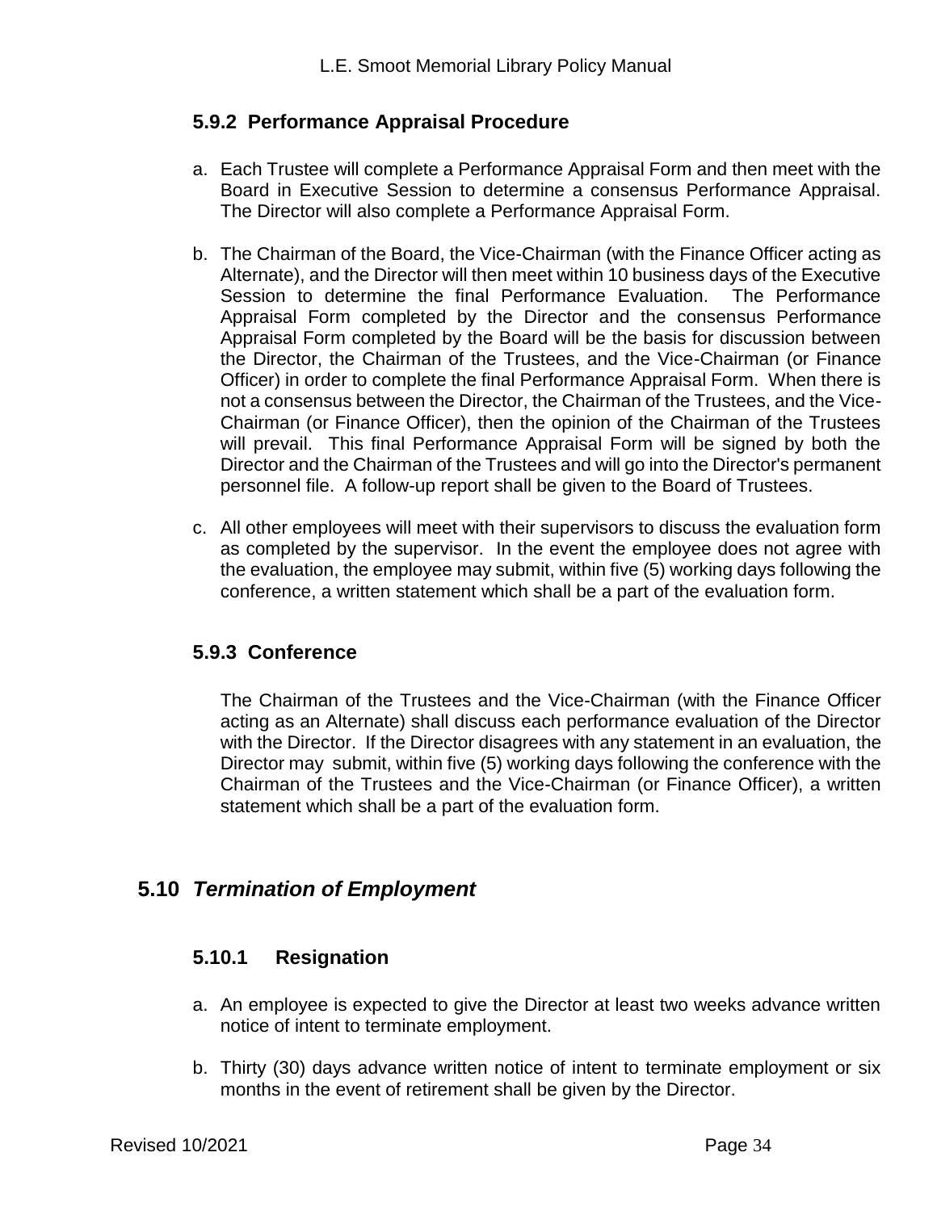### 5.9.2 Performance Appraisal Procedure

a. Each Trustee will complete a Performance Appraisal Form and then meet with the Board in Executive Session to determine a consensus Performance Appraisal. The Director will also complete a Performance Appraisal Form.

b. The Chairman of the Board, the Vice-Chairman (with the Finance Officer acting as Alternate), and the Director will then meet within 10 business days of the Executive Session to determine the final Performance Evaluation. The Performance Appraisal Form completed by the Director and the consensus Performance Appraisal Form completed by the Board will be the basis for discussion between the Director, the Chairman of the Trustees, and the Vice-Chairman (or Finance Officer) in order to complete the final Performance Appraisal Form. When there is not a consensus between the Director, the Chairman of the Trustees, and the Vice-Chairman (or Finance Officer), then the opinion of the Chairman of the Trustees will prevail. This final Performance Appraisal Form will be signed by both the Director and the Chairman of the Trustees and will go into the Director's permanent personnel file. A follow-up report shall be given to the Board of Trustees.

c. All other employees will meet with their supervisors to discuss the evaluation form as completed by the supervisor. In the event the employee does not agree with the evaluation, the employee may submit, within five (5) working days following the conference, a written statement which shall be a part of the evaluation form.

### 5.9.3 Conference

The Chairman of the Trustees and the Vice-Chairman (with the Finance Officer acting as an Alternate) shall discuss each performance evaluation of the Director with the Director. If the Director disagrees with any statement in an evaluation, the Director may submit, within five (5) working days following the conference with the Chairman of the Trustees and the Vice-Chairman (or Finance Officer), a written statement which shall be a part of the evaluation form.

## 5.10 *Termination of Employment*

### 5.10.1 Resignation

a. An employee is expected to give the Director at least two weeks advance written notice of intent to terminate employment.

b. Thirty (30) days advance written notice of intent to terminate employment or six months in the event of retirement shall be given by the Director.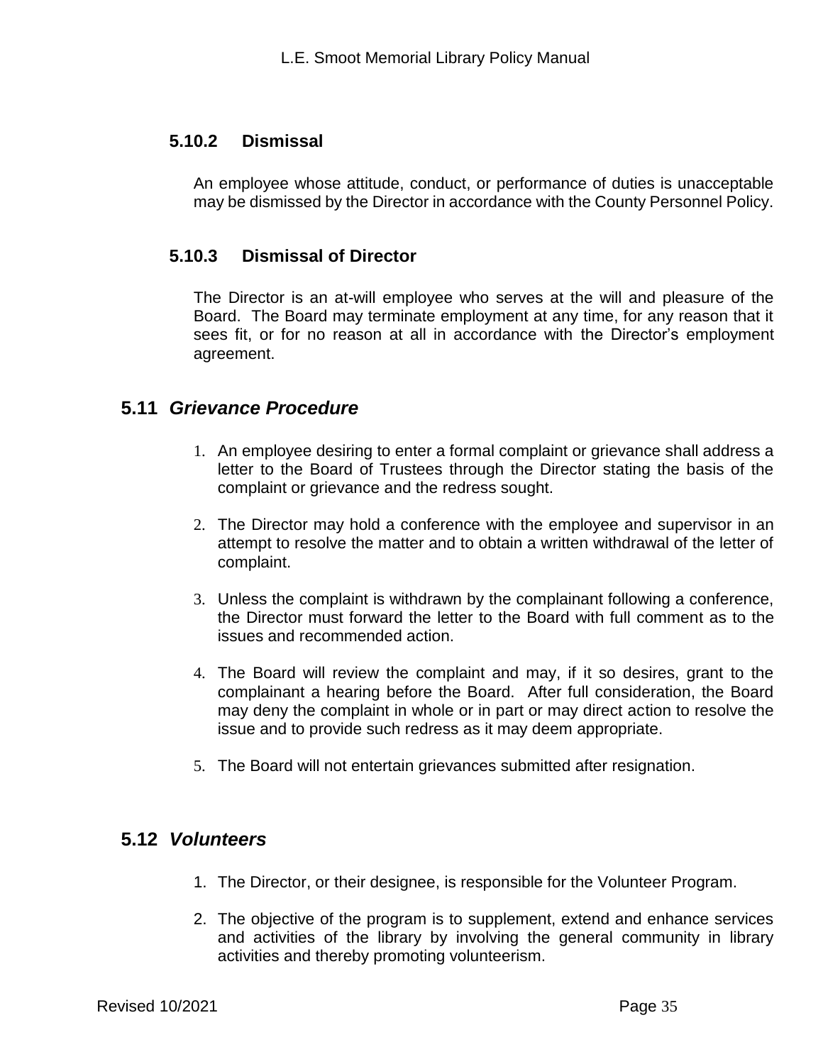### 5.10.2 Dismissal

An employee whose attitude, conduct, or performance of duties is unacceptable may be dismissed by the Director in accordance with the County Personnel Policy.

### 5.10.3 Dismissal of Director

The Director is an at-will employee who serves at the will and pleasure of the Board. The Board may terminate employment at any time, for any reason that it sees fit, or for no reason at all in accordance with the Director's employment agreement.

## 5.11 *Grievance Procedure*

1. An employee desiring to enter a formal complaint or grievance shall address a letter to the Board of Trustees through the Director stating the basis of the complaint or grievance and the redress sought.

2. The Director may hold a conference with the employee and supervisor in an attempt to resolve the matter and to obtain a written withdrawal of the letter of complaint.

3. Unless the complaint is withdrawn by the complainant following a conference, the Director must forward the letter to the Board with full comment as to the issues and recommended action.

4. The Board will review the complaint and may, if it so desires, grant to the complainant a hearing before the Board. After full consideration, the Board may deny the complaint in whole or in part or may direct action to resolve the issue and to provide such redress as it may deem appropriate.

5. The Board will not entertain grievances submitted after resignation.

## 5.12 *Volunteers*

1. The Director, or their designee, is responsible for the Volunteer Program.

2. The objective of the program is to supplement, extend and enhance services and activities of the library by involving the general community in library activities and thereby promoting volunteerism.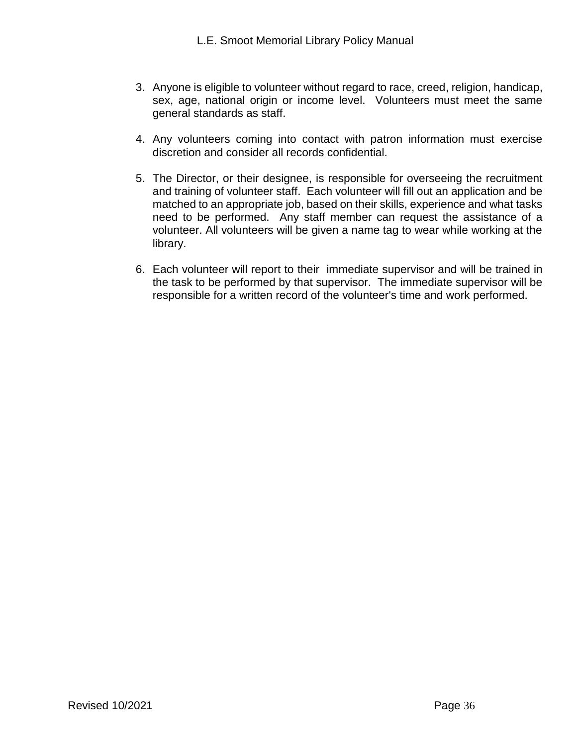3. Anyone is eligible to volunteer without regard to race, creed, religion, handicap, sex, age, national origin or income level. Volunteers must meet the same general standards as staff.

4. Any volunteers coming into contact with patron information must exercise discretion and consider all records confidential.

5. The Director, or their designee, is responsible for overseeing the recruitment and training of volunteer staff. Each volunteer will fill out an application and be matched to an appropriate job, based on their skills, experience and what tasks need to be performed. Any staff member can request the assistance of a volunteer. All volunteers will be given a name tag to wear while working at the library.

6. Each volunteer will report to their immediate supervisor and will be trained in the task to be performed by that supervisor. The immediate supervisor will be responsible for a written record of the volunteer's time and work performed.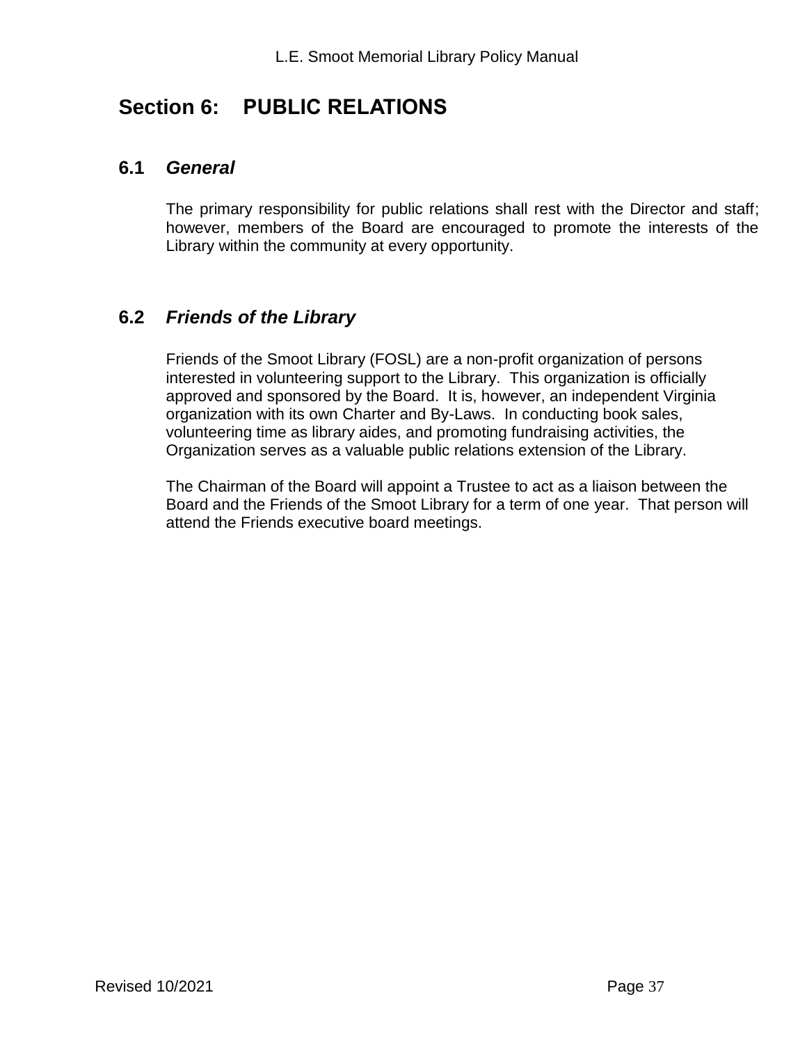# Section 6: PUBLIC RELATIONS

## 6.1 *General*

The primary responsibility for public relations shall rest with the Director and staff; however, members of the Board are encouraged to promote the interests of the Library within the community at every opportunity.

## 6.2 *Friends of the Library*

Friends of the Smoot Library (FOSL) are a non-profit organization of persons interested in volunteering support to the Library. This organization is officially approved and sponsored by the Board. It is, however, an independent Virginia organization with its own Charter and By-Laws. In conducting book sales, volunteering time as library aides, and promoting fundraising activities, the Organization serves as a valuable public relations extension of the Library.

The Chairman of the Board will appoint a Trustee to act as a liaison between the Board and the Friends of the Smoot Library for a term of one year. That person will attend the Friends executive board meetings.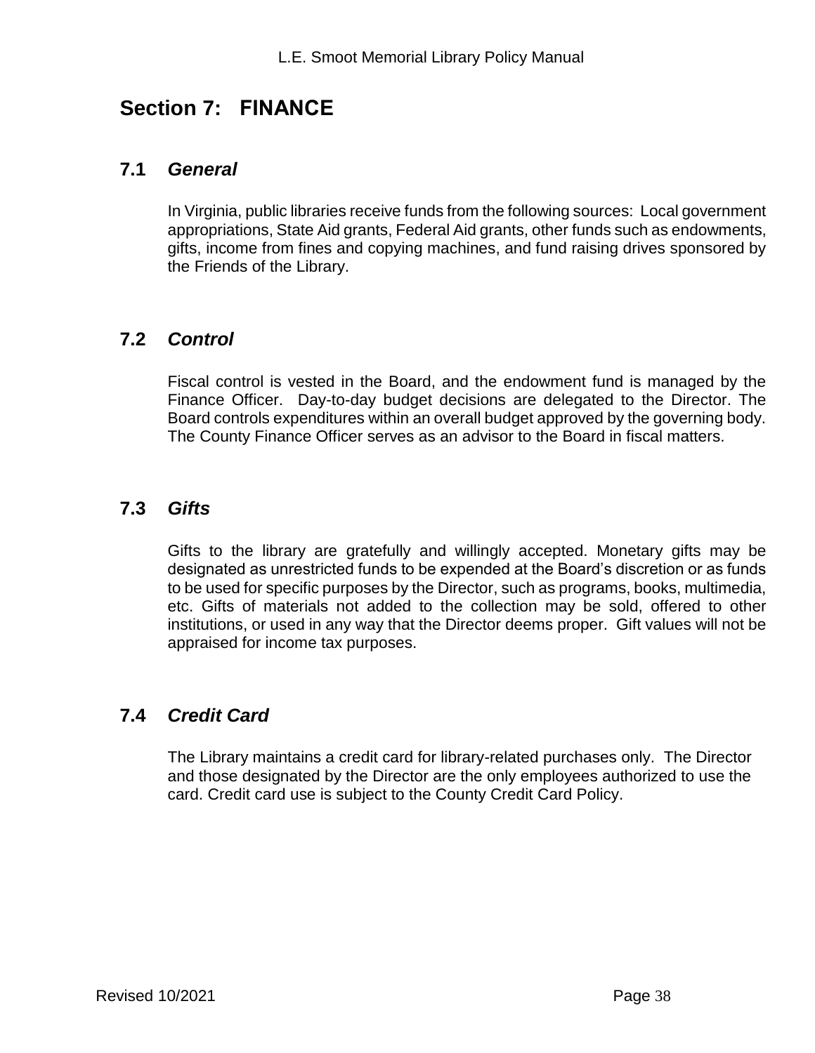# Section 7: FINANCE

## 7.1 *General*

In Virginia, public libraries receive funds from the following sources: Local government appropriations, State Aid grants, Federal Aid grants, other funds such as endowments, gifts, income from fines and copying machines, and fund raising drives sponsored by the Friends of the Library.

## 7.2 *Control*

Fiscal control is vested in the Board, and the endowment fund is managed by the Finance Officer. Day-to-day budget decisions are delegated to the Director. The Board controls expenditures within an overall budget approved by the governing body. The County Finance Officer serves as an advisor to the Board in fiscal matters.

## 7.3 *Gifts*

Gifts to the library are gratefully and willingly accepted. Monetary gifts may be designated as unrestricted funds to be expended at the Board's discretion or as funds to be used for specific purposes by the Director, such as programs, books, multimedia, etc. Gifts of materials not added to the collection may be sold, offered to other institutions, or used in any way that the Director deems proper. Gift values will not be appraised for income tax purposes.

## 7.4 *Credit Card*

The Library maintains a credit card for library-related purchases only. The Director and those designated by the Director are the only employees authorized to use the card. Credit card use is subject to the County Credit Card Policy.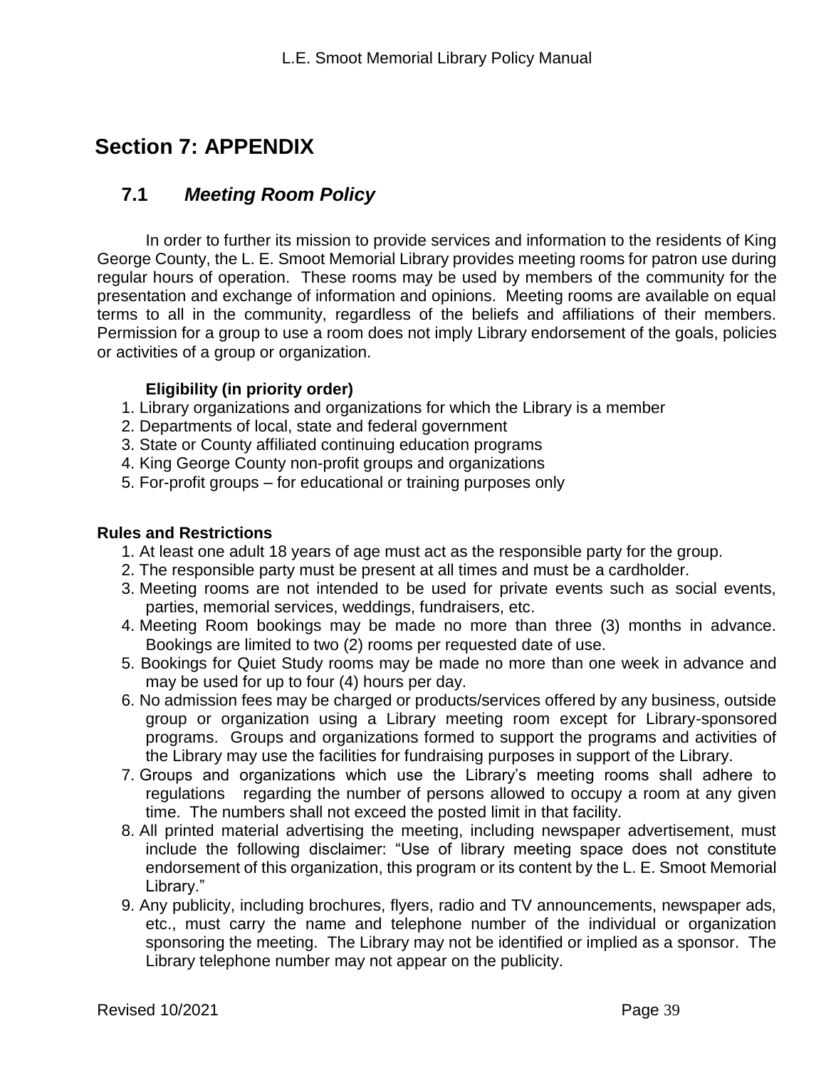# Section 7: APPENDIX

## 7.1 *Meeting Room Policy*

In order to further its mission to provide services and information to the residents of King George County, the L. E. Smoot Memorial Library provides meeting rooms for patron use during regular hours of operation. These rooms may be used by members of the community for the presentation and exchange of information and opinions. Meeting rooms are available on equal terms to all in the community, regardless of the beliefs and affiliations of their members. Permission for a group to use a room does not imply Library endorsement of the goals, policies or activities of a group or organization.

**Eligibility (in priority order)**

1. Library organizations and organizations for which the Library is a member
2. Departments of local, state and federal government
3. State or County affiliated continuing education programs
4. King George County non-profit groups and organizations
5. For-profit groups – for educational or training purposes only

**Rules and Restrictions**

1. At least one adult 18 years of age must act as the responsible party for the group.
2. The responsible party must be present at all times and must be a cardholder.
3. Meeting rooms are not intended to be used for private events such as social events, parties, memorial services, weddings, fundraisers, etc.
4. Meeting Room bookings may be made no more than three (3) months in advance. Bookings are limited to two (2) rooms per requested date of use.
5. Bookings for Quiet Study rooms may be made no more than one week in advance and may be used for up to four (4) hours per day.
6. No admission fees may be charged or products/services offered by any business, outside group or organization using a Library meeting room except for Library-sponsored programs. Groups and organizations formed to support the programs and activities of the Library may use the facilities for fundraising purposes in support of the Library.
7. Groups and organizations which use the Library's meeting rooms shall adhere to regulations regarding the number of persons allowed to occupy a room at any given time. The numbers shall not exceed the posted limit in that facility.
8. All printed material advertising the meeting, including newspaper advertisement, must include the following disclaimer: "Use of library meeting space does not constitute endorsement of this organization, this program or its content by the L. E. Smoot Memorial Library."
9. Any publicity, including brochures, flyers, radio and TV announcements, newspaper ads, etc., must carry the name and telephone number of the individual or organization sponsoring the meeting. The Library may not be identified or implied as a sponsor. The Library telephone number may not appear on the publicity.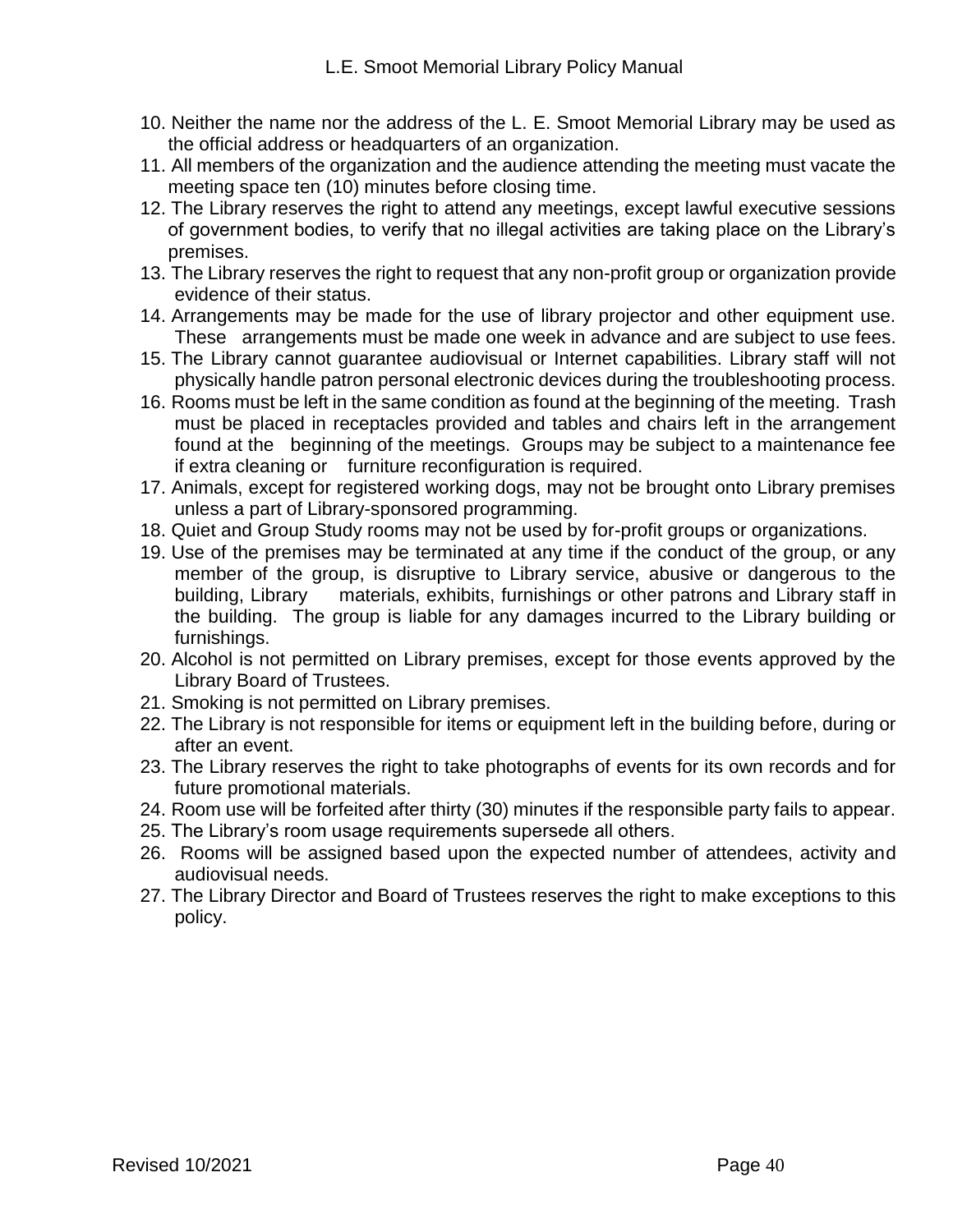10. Neither the name nor the address of the L. E. Smoot Memorial Library may be used as the official address or headquarters of an organization.
11. All members of the organization and the audience attending the meeting must vacate the meeting space ten (10) minutes before closing time.
12. The Library reserves the right to attend any meetings, except lawful executive sessions of government bodies, to verify that no illegal activities are taking place on the Library's premises.
13. The Library reserves the right to request that any non-profit group or organization provide evidence of their status.
14. Arrangements may be made for the use of library projector and other equipment use. These arrangements must be made one week in advance and are subject to use fees.
15. The Library cannot guarantee audiovisual or Internet capabilities. Library staff will not physically handle patron personal electronic devices during the troubleshooting process.
16. Rooms must be left in the same condition as found at the beginning of the meeting. Trash must be placed in receptacles provided and tables and chairs left in the arrangement found at the beginning of the meetings. Groups may be subject to a maintenance fee if extra cleaning or furniture reconfiguration is required.
17. Animals, except for registered working dogs, may not be brought onto Library premises unless a part of Library-sponsored programming.
18. Quiet and Group Study rooms may not be used by for-profit groups or organizations.
19. Use of the premises may be terminated at any time if the conduct of the group, or any member of the group, is disruptive to Library service, abusive or dangerous to the building, Library materials, exhibits, furnishings or other patrons and Library staff in the building. The group is liable for any damages incurred to the Library building or furnishings.
20. Alcohol is not permitted on Library premises, except for those events approved by the Library Board of Trustees.
21. Smoking is not permitted on Library premises.
22. The Library is not responsible for items or equipment left in the building before, during or after an event.
23. The Library reserves the right to take photographs of events for its own records and for future promotional materials.
24. Room use will be forfeited after thirty (30) minutes if the responsible party fails to appear.
25. The Library's room usage requirements supersede all others.
26. Rooms will be assigned based upon the expected number of attendees, activity and audiovisual needs.
27. The Library Director and Board of Trustees reserves the right to make exceptions to this policy.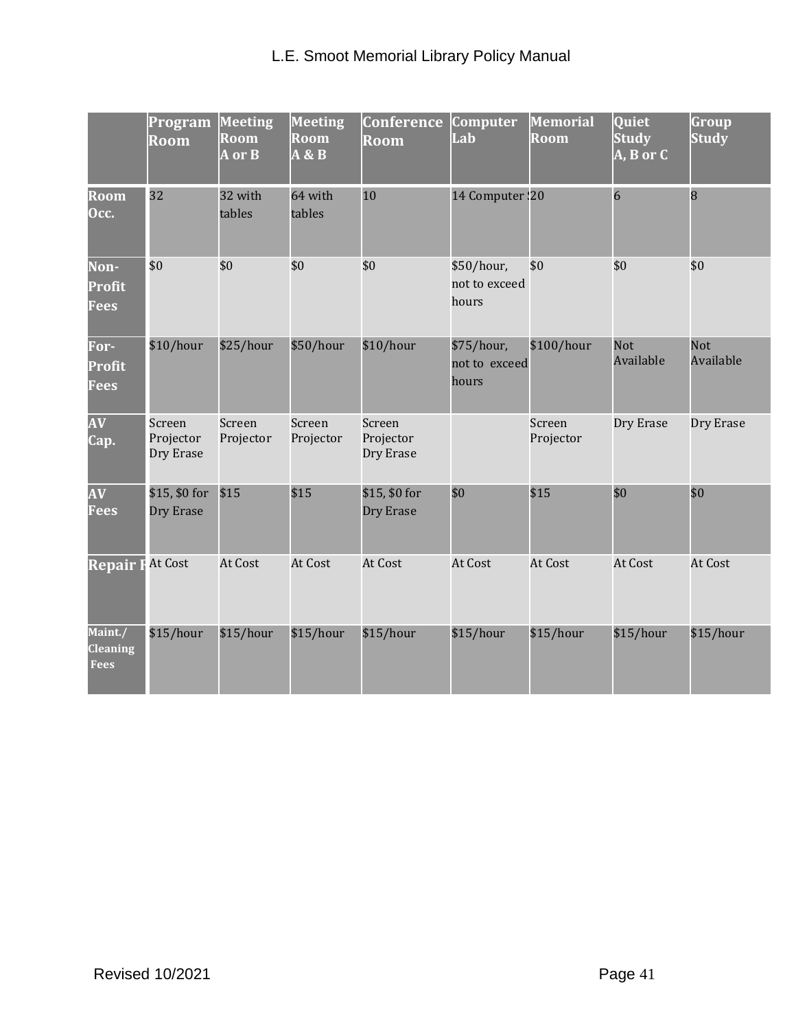| | Program Room | Meeting Room A or B | Meeting Room A & B | Conference Room | Computer Lab | Memorial Room | Quiet Study A, B or C | Group Study |
|---|---|---|---|---|---|---|---|---|
| Room Occ. | 32 | 32 with tables | 64 with tables | 10 | 14 Computer : | 20 | 6 | 8 |
| Non-Profit Fees | $0 | $0 | $0 | $0 | $50/hour, not to exceed hours | $0 | $0 | $0 |
| For-Profit Fees | $10/hour | $25/hour | $50/hour | $10/hour | $75/hour, not to exceed hours | $100/hour | Not Available | Not Available |
| AV Cap. | Screen Projector Dry Erase | Screen Projector | Screen Projector | Screen Projector Dry Erase | | Screen Projector | Dry Erase | Dry Erase |
| AV Fees | $15, $0 for Dry Erase | $15 | $15 | $15, $0 for Dry Erase | $0 | $15 | $0 | $0 |
| Repair F | At Cost | At Cost | At Cost | At Cost | At Cost | At Cost | At Cost | At Cost |
| Maint./ Cleaning Fees | $15/hour | $15/hour | $15/hour | $15/hour | $15/hour | $15/hour | $15/hour | $15/hour |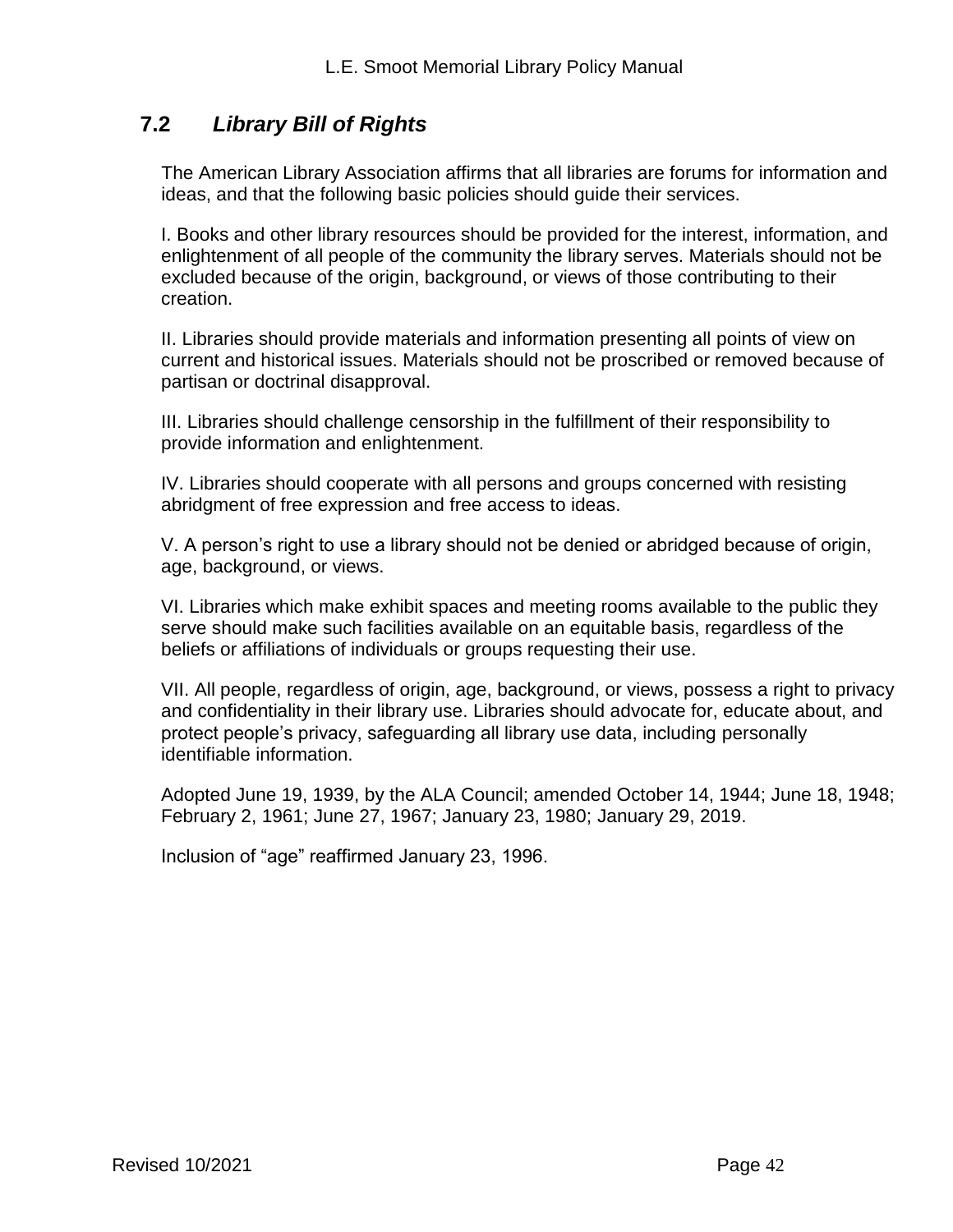## 7.2 *Library Bill of Rights*

The American Library Association affirms that all libraries are forums for information and ideas, and that the following basic policies should guide their services.

I. Books and other library resources should be provided for the interest, information, and enlightenment of all people of the community the library serves. Materials should not be excluded because of the origin, background, or views of those contributing to their creation.

II. Libraries should provide materials and information presenting all points of view on current and historical issues. Materials should not be proscribed or removed because of partisan or doctrinal disapproval.

III. Libraries should challenge censorship in the fulfillment of their responsibility to provide information and enlightenment.

IV. Libraries should cooperate with all persons and groups concerned with resisting abridgment of free expression and free access to ideas.

V. A person's right to use a library should not be denied or abridged because of origin, age, background, or views.

VI. Libraries which make exhibit spaces and meeting rooms available to the public they serve should make such facilities available on an equitable basis, regardless of the beliefs or affiliations of individuals or groups requesting their use.

VII. All people, regardless of origin, age, background, or views, possess a right to privacy and confidentiality in their library use. Libraries should advocate for, educate about, and protect people's privacy, safeguarding all library use data, including personally identifiable information.

Adopted June 19, 1939, by the ALA Council; amended October 14, 1944; June 18, 1948; February 2, 1961; June 27, 1967; January 23, 1980; January 29, 2019.

Inclusion of "age" reaffirmed January 23, 1996.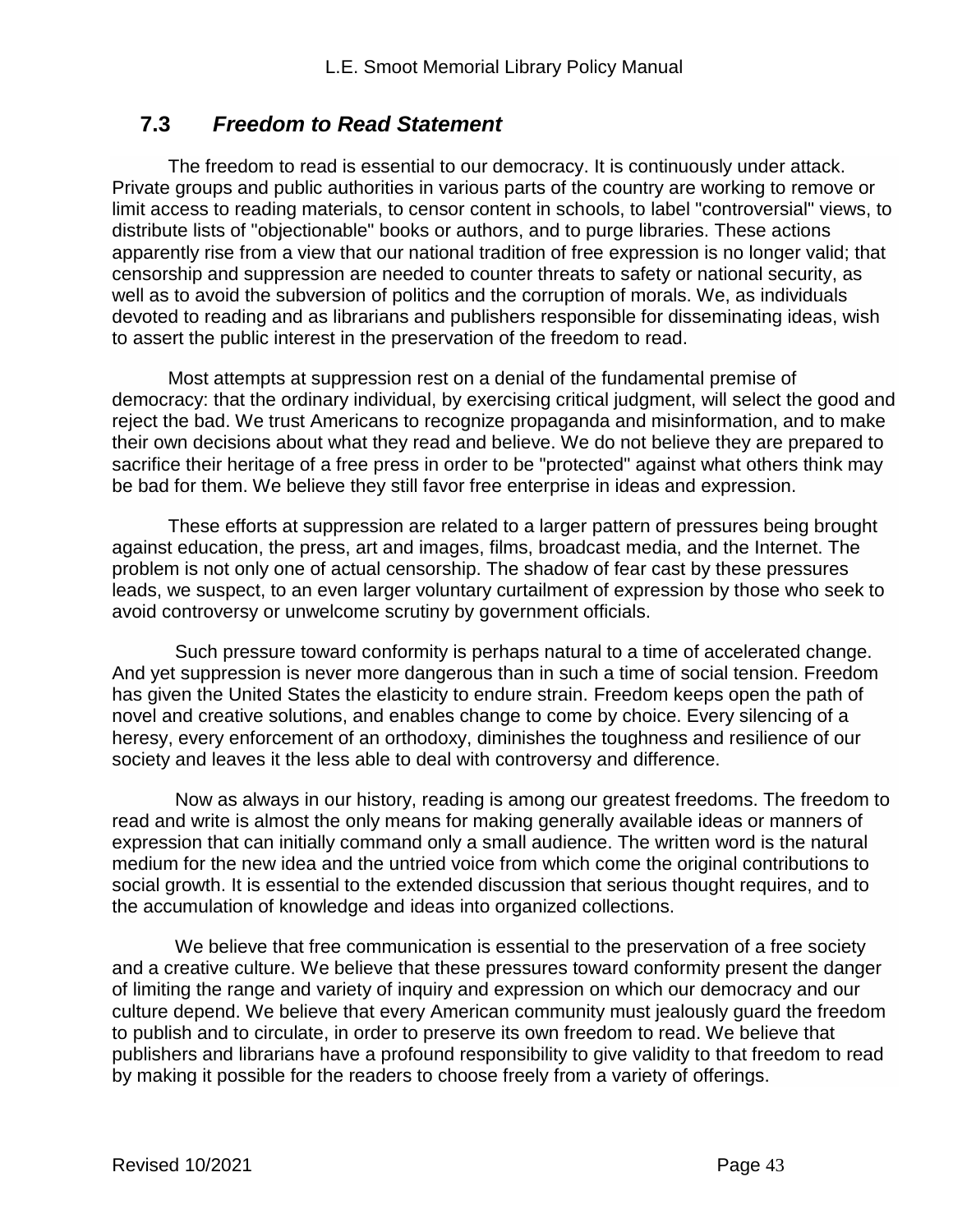## 7.3 *Freedom to Read Statement*

The freedom to read is essential to our democracy. It is continuously under attack. Private groups and public authorities in various parts of the country are working to remove or limit access to reading materials, to censor content in schools, to label "controversial" views, to distribute lists of "objectionable" books or authors, and to purge libraries. These actions apparently rise from a view that our national tradition of free expression is no longer valid; that censorship and suppression are needed to counter threats to safety or national security, as well as to avoid the subversion of politics and the corruption of morals. We, as individuals devoted to reading and as librarians and publishers responsible for disseminating ideas, wish to assert the public interest in the preservation of the freedom to read.

Most attempts at suppression rest on a denial of the fundamental premise of democracy: that the ordinary individual, by exercising critical judgment, will select the good and reject the bad. We trust Americans to recognize propaganda and misinformation, and to make their own decisions about what they read and believe. We do not believe they are prepared to sacrifice their heritage of a free press in order to be "protected" against what others think may be bad for them. We believe they still favor free enterprise in ideas and expression.

These efforts at suppression are related to a larger pattern of pressures being brought against education, the press, art and images, films, broadcast media, and the Internet. The problem is not only one of actual censorship. The shadow of fear cast by these pressures leads, we suspect, to an even larger voluntary curtailment of expression by those who seek to avoid controversy or unwelcome scrutiny by government officials.

Such pressure toward conformity is perhaps natural to a time of accelerated change. And yet suppression is never more dangerous than in such a time of social tension. Freedom has given the United States the elasticity to endure strain. Freedom keeps open the path of novel and creative solutions, and enables change to come by choice. Every silencing of a heresy, every enforcement of an orthodoxy, diminishes the toughness and resilience of our society and leaves it the less able to deal with controversy and difference.

Now as always in our history, reading is among our greatest freedoms. The freedom to read and write is almost the only means for making generally available ideas or manners of expression that can initially command only a small audience. The written word is the natural medium for the new idea and the untried voice from which come the original contributions to social growth. It is essential to the extended discussion that serious thought requires, and to the accumulation of knowledge and ideas into organized collections.

We believe that free communication is essential to the preservation of a free society and a creative culture. We believe that these pressures toward conformity present the danger of limiting the range and variety of inquiry and expression on which our democracy and our culture depend. We believe that every American community must jealously guard the freedom to publish and to circulate, in order to preserve its own freedom to read. We believe that publishers and librarians have a profound responsibility to give validity to that freedom to read by making it possible for the readers to choose freely from a variety of offerings.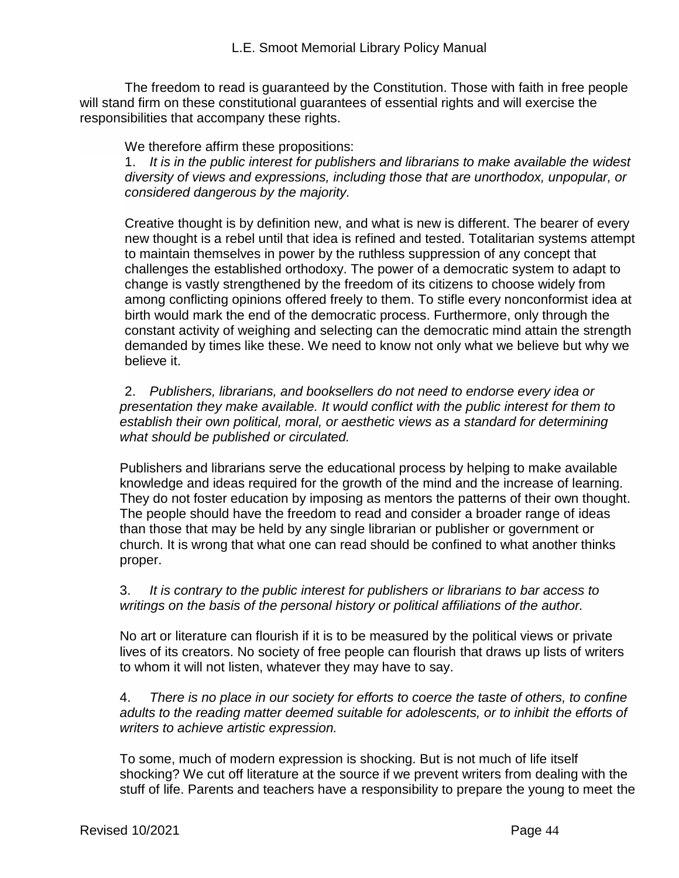The freedom to read is guaranteed by the Constitution. Those with faith in free people will stand firm on these constitutional guarantees of essential rights and will exercise the responsibilities that accompany these rights.

We therefore affirm these propositions:

1. *It is in the public interest for publishers and librarians to make available the widest diversity of views and expressions, including those that are unorthodox, unpopular, or considered dangerous by the majority.*

Creative thought is by definition new, and what is new is different. The bearer of every new thought is a rebel until that idea is refined and tested. Totalitarian systems attempt to maintain themselves in power by the ruthless suppression of any concept that challenges the established orthodoxy. The power of a democratic system to adapt to change is vastly strengthened by the freedom of its citizens to choose widely from among conflicting opinions offered freely to them. To stifle every nonconformist idea at birth would mark the end of the democratic process. Furthermore, only through the constant activity of weighing and selecting can the democratic mind attain the strength demanded by times like these. We need to know not only what we believe but why we believe it.

2. *Publishers, librarians, and booksellers do not need to endorse every idea or presentation they make available. It would conflict with the public interest for them to establish their own political, moral, or aesthetic views as a standard for determining what should be published or circulated.*

Publishers and librarians serve the educational process by helping to make available knowledge and ideas required for the growth of the mind and the increase of learning. They do not foster education by imposing as mentors the patterns of their own thought. The people should have the freedom to read and consider a broader range of ideas than those that may be held by any single librarian or publisher or government or church. It is wrong that what one can read should be confined to what another thinks proper.

3. *It is contrary to the public interest for publishers or librarians to bar access to writings on the basis of the personal history or political affiliations of the author.*

No art or literature can flourish if it is to be measured by the political views or private lives of its creators. No society of free people can flourish that draws up lists of writers to whom it will not listen, whatever they may have to say.

4. *There is no place in our society for efforts to coerce the taste of others, to confine adults to the reading matter deemed suitable for adolescents, or to inhibit the efforts of writers to achieve artistic expression.*

To some, much of modern expression is shocking. But is not much of life itself shocking? We cut off literature at the source if we prevent writers from dealing with the stuff of life. Parents and teachers have a responsibility to prepare the young to meet the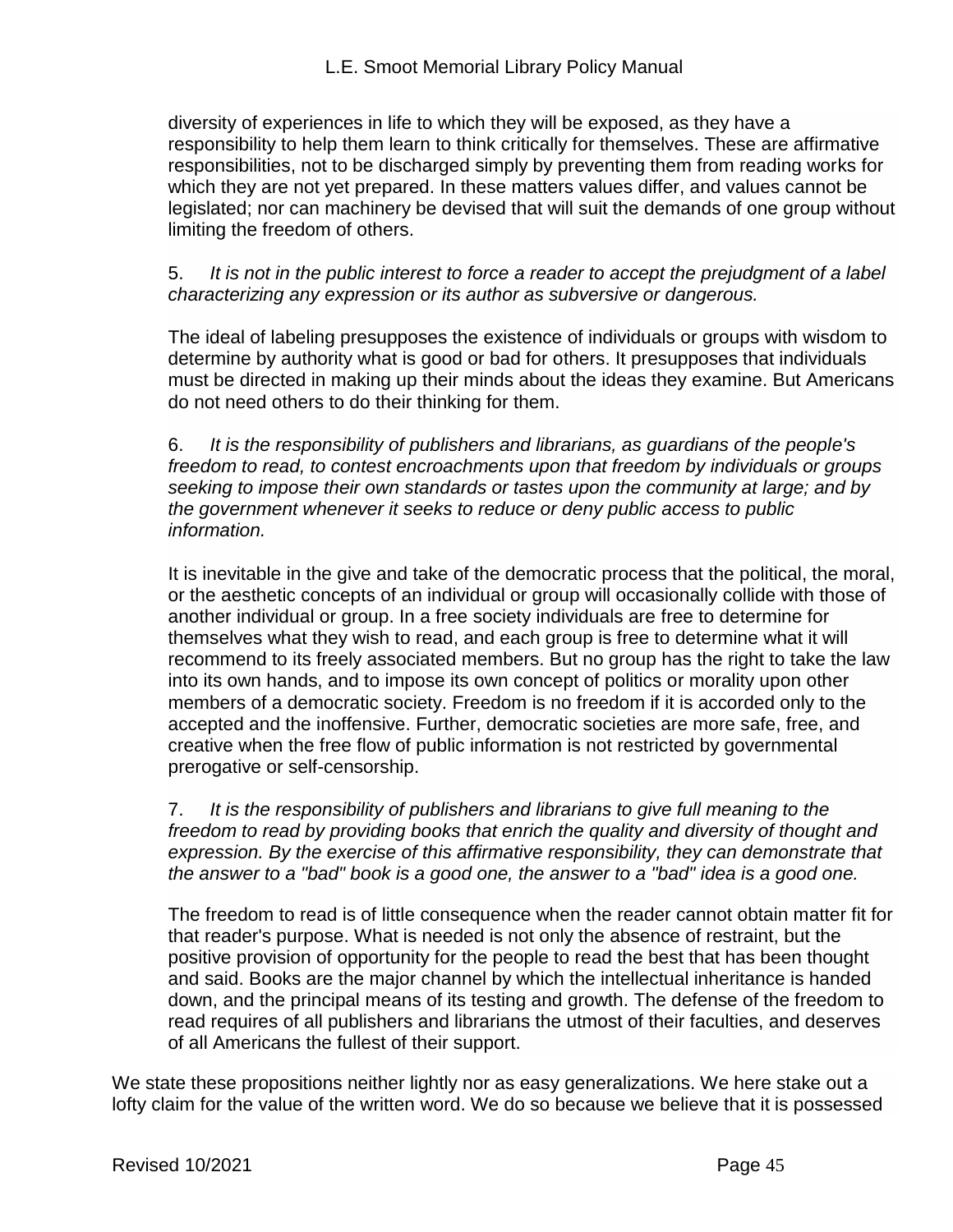diversity of experiences in life to which they will be exposed, as they have a responsibility to help them learn to think critically for themselves. These are affirmative responsibilities, not to be discharged simply by preventing them from reading works for which they are not yet prepared. In these matters values differ, and values cannot be legislated; nor can machinery be devised that will suit the demands of one group without limiting the freedom of others.

5. *It is not in the public interest to force a reader to accept the prejudgment of a label characterizing any expression or its author as subversive or dangerous.*

The ideal of labeling presupposes the existence of individuals or groups with wisdom to determine by authority what is good or bad for others. It presupposes that individuals must be directed in making up their minds about the ideas they examine. But Americans do not need others to do their thinking for them.

6. *It is the responsibility of publishers and librarians, as guardians of the people's freedom to read, to contest encroachments upon that freedom by individuals or groups seeking to impose their own standards or tastes upon the community at large; and by the government whenever it seeks to reduce or deny public access to public information.*

It is inevitable in the give and take of the democratic process that the political, the moral, or the aesthetic concepts of an individual or group will occasionally collide with those of another individual or group. In a free society individuals are free to determine for themselves what they wish to read, and each group is free to determine what it will recommend to its freely associated members. But no group has the right to take the law into its own hands, and to impose its own concept of politics or morality upon other members of a democratic society. Freedom is no freedom if it is accorded only to the accepted and the inoffensive. Further, democratic societies are more safe, free, and creative when the free flow of public information is not restricted by governmental prerogative or self-censorship.

7. *It is the responsibility of publishers and librarians to give full meaning to the freedom to read by providing books that enrich the quality and diversity of thought and expression. By the exercise of this affirmative responsibility, they can demonstrate that the answer to a "bad" book is a good one, the answer to a "bad" idea is a good one.*

The freedom to read is of little consequence when the reader cannot obtain matter fit for that reader's purpose. What is needed is not only the absence of restraint, but the positive provision of opportunity for the people to read the best that has been thought and said. Books are the major channel by which the intellectual inheritance is handed down, and the principal means of its testing and growth. The defense of the freedom to read requires of all publishers and librarians the utmost of their faculties, and deserves of all Americans the fullest of their support.

We state these propositions neither lightly nor as easy generalizations. We here stake out a lofty claim for the value of the written word. We do so because we believe that it is possessed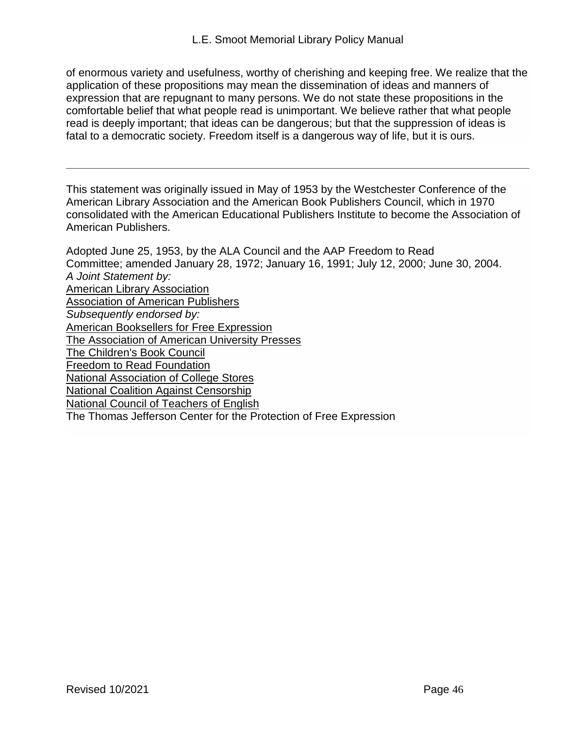of enormous variety and usefulness, worthy of cherishing and keeping free. We realize that the application of these propositions may mean the dissemination of ideas and manners of expression that are repugnant to many persons. We do not state these propositions in the comfortable belief that what people read is unimportant. We believe rather that what people read is deeply important; that ideas can be dangerous; but that the suppression of ideas is fatal to a democratic society. Freedom itself is a dangerous way of life, but it is ours.

---

This statement was originally issued in May of 1953 by the Westchester Conference of the American Library Association and the American Book Publishers Council, which in 1970 consolidated with the American Educational Publishers Institute to become the Association of American Publishers.

Adopted June 25, 1953, by the ALA Council and the AAP Freedom to Read Committee; amended January 28, 1972; January 16, 1991; July 12, 2000; June 30, 2004.
*A Joint Statement by:*
American Library Association
Association of American Publishers
*Subsequently endorsed by:*
American Booksellers for Free Expression
The Association of American University Presses
The Children's Book Council
Freedom to Read Foundation
National Association of College Stores
National Coalition Against Censorship
National Council of Teachers of English
The Thomas Jefferson Center for the Protection of Free Expression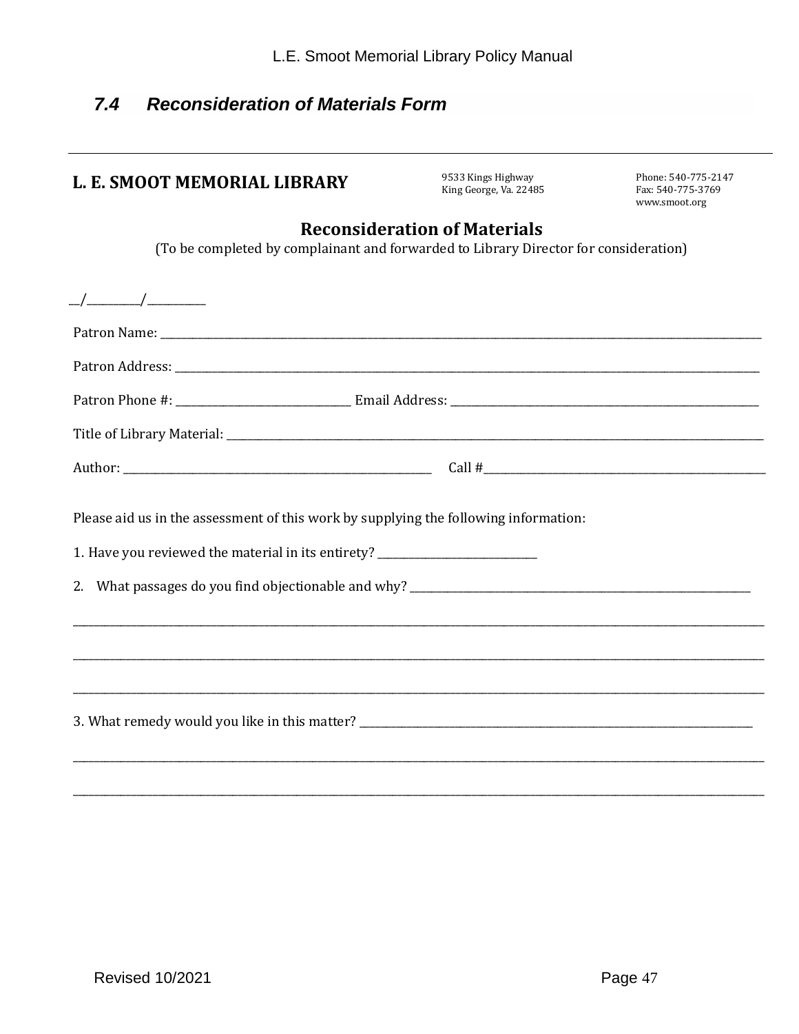## *7.4 Reconsideration of Materials Form*

---

**L. E. SMOOT MEMORIAL LIBRARY**

9533 Kings Highway
King George, Va. 22485

Phone: 540-775-2147
Fax: 540-775-3769
www.smoot.org

### Reconsideration of Materials

(To be completed by complainant and forwarded to Library Director for consideration)

__/__________/___________

Patron Name: ____________________________________________________________________________________

Patron Address: __________________________________________________________________________________

Patron Phone #: ____________________________ Email Address: ________________________________________________

Title of Library Material: ____________________________________________________________________________

Author: ______________________________________________________ Call #______________________________________________

Please aid us in the assessment of this work by supplying the following information:

1. Have you reviewed the material in its entirety? ___________________________

2. What passages do you find objectionable and why? ________________________________________________________

______________________________________________________________________________________________________

______________________________________________________________________________________________________

______________________________________________________________________________________________________

3. What remedy would you like in this matter? _____________________________________________________________

______________________________________________________________________________________________________

______________________________________________________________________________________________________

Revised 10/2021